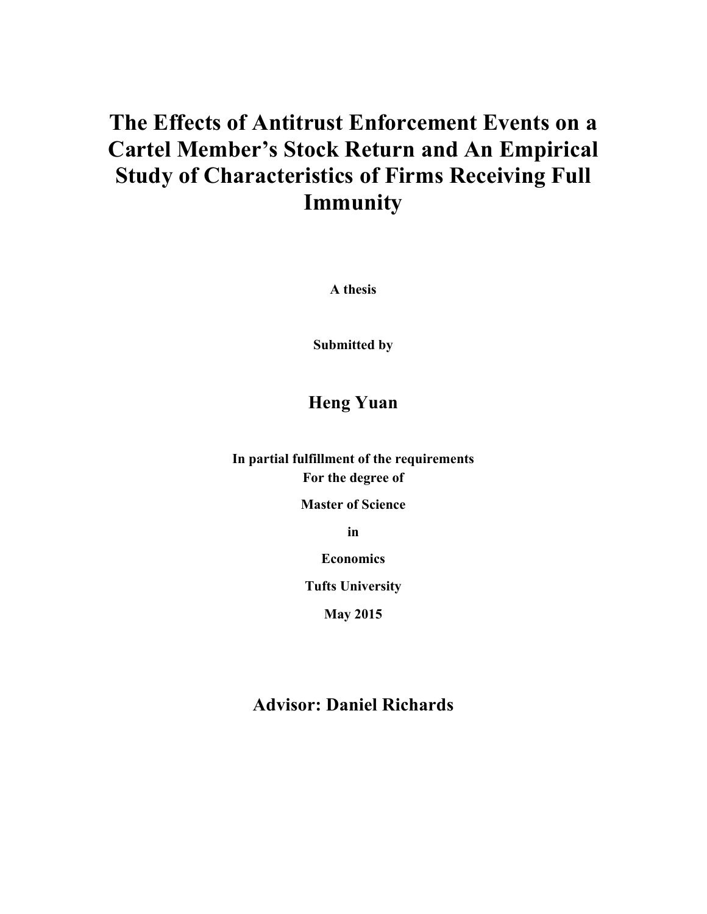# The Effects of Antitrust Enforcement Events on a Cartel Member's Stock Return and An Empirical Study of Characteristics of Firms Receiving Full Immunity

**A thesis**

**Submitted by**

## Heng Yuan

**In partial fulfillment of the requirements**
**For the degree of**

**Master of Science**

**in**

**Economics**

**Tufts University**

**May 2015**

## Advisor: Daniel Richards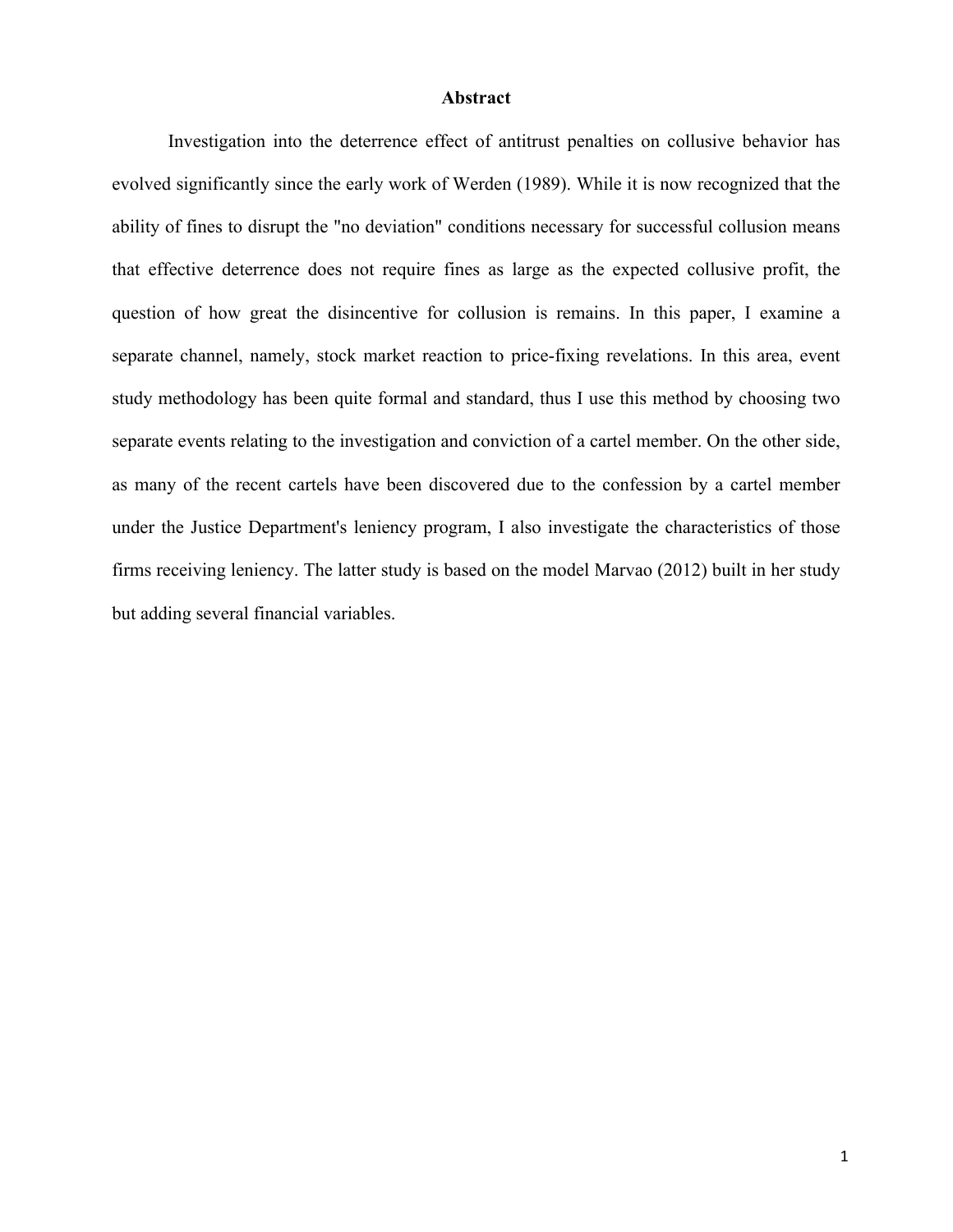# Abstract

Investigation into the deterrence effect of antitrust penalties on collusive behavior has evolved significantly since the early work of Werden (1989). While it is now recognized that the ability of fines to disrupt the "no deviation" conditions necessary for successful collusion means that effective deterrence does not require fines as large as the expected collusive profit, the question of how great the disincentive for collusion is remains. In this paper, I examine a separate channel, namely, stock market reaction to price-fixing revelations. In this area, event study methodology has been quite formal and standard, thus I use this method by choosing two separate events relating to the investigation and conviction of a cartel member. On the other side, as many of the recent cartels have been discovered due to the confession by a cartel member under the Justice Department's leniency program, I also investigate the characteristics of those firms receiving leniency. The latter study is based on the model Marvao (2012) built in her study but adding several financial variables.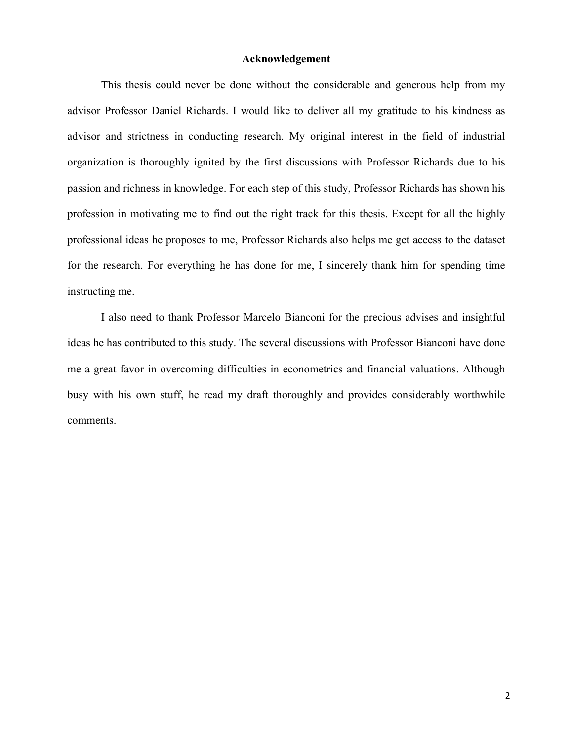## Acknowledgement

This thesis could never be done without the considerable and generous help from my advisor Professor Daniel Richards. I would like to deliver all my gratitude to his kindness as advisor and strictness in conducting research. My original interest in the field of industrial organization is thoroughly ignited by the first discussions with Professor Richards due to his passion and richness in knowledge. For each step of this study, Professor Richards has shown his profession in motivating me to find out the right track for this thesis. Except for all the highly professional ideas he proposes to me, Professor Richards also helps me get access to the dataset for the research. For everything he has done for me, I sincerely thank him for spending time instructing me.

I also need to thank Professor Marcelo Bianconi for the precious advises and insightful ideas he has contributed to this study. The several discussions with Professor Bianconi have done me a great favor in overcoming difficulties in econometrics and financial valuations. Although busy with his own stuff, he read my draft thoroughly and provides considerably worthwhile comments.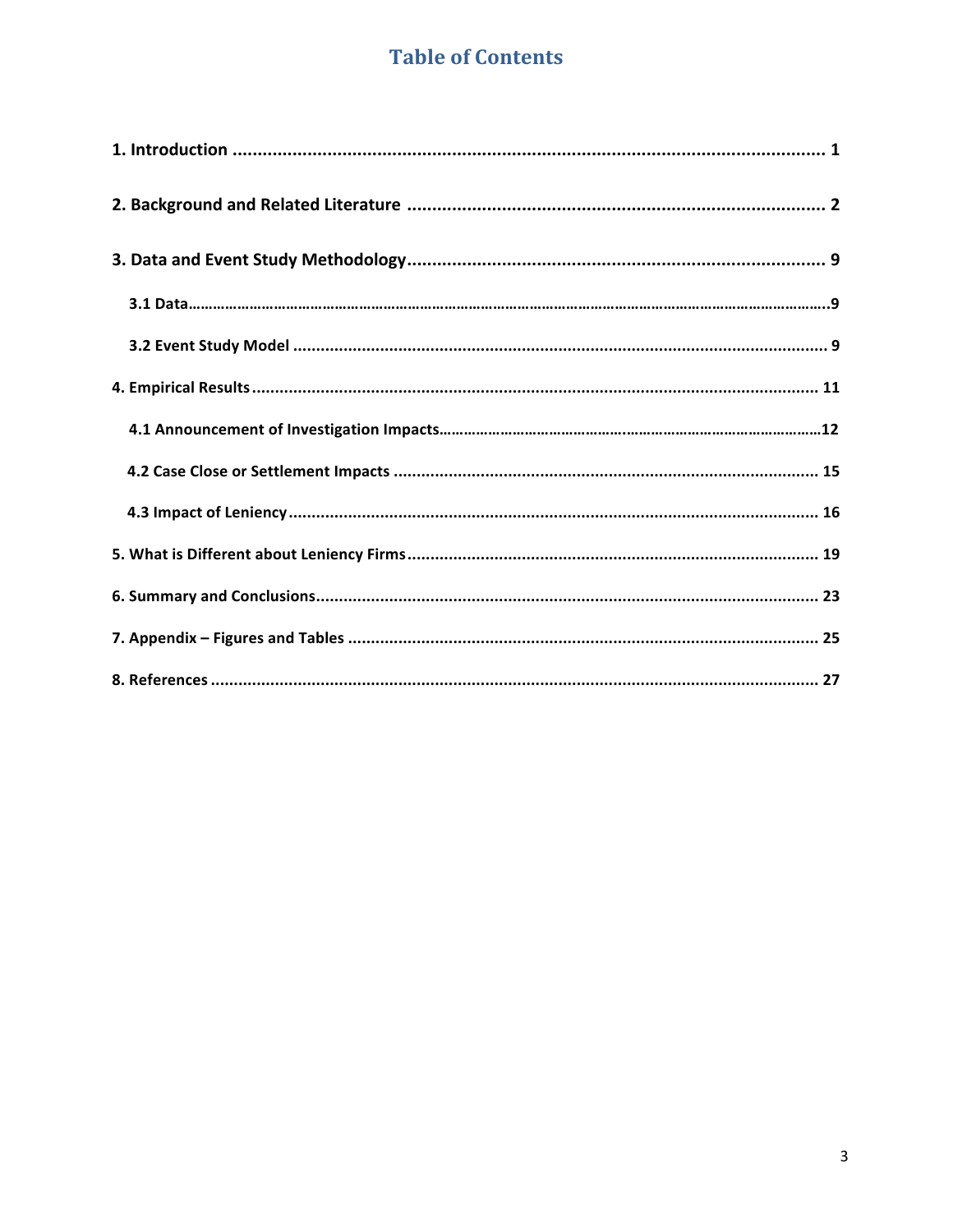# Table of Contents

1. Introduction ........................................................................................................................ 1

2. Background and Related Literature ..................................................................................... 2

3. Data and Event Study Methodology..................................................................................... 9

   3.1 Data.......................................................................................................................................9

   3.2 Event Study Model ...................................................................................................................... 9

4. Empirical Results ............................................................................................................................ 11

   4.1 Announcement of Investigation Impacts..........................................................................................12

   4.2 Case Close or Settlement Impacts ............................................................................................. 15

   4.3 Impact of Leniency ....................................................................................................................... 16

5. What is Different about Leniency Firms ......................................................................................... 19

6. Summary and Conclusions............................................................................................................. 23

7. Appendix – Figures and Tables ....................................................................................................... 25

8. References ...................................................................................................................................... 27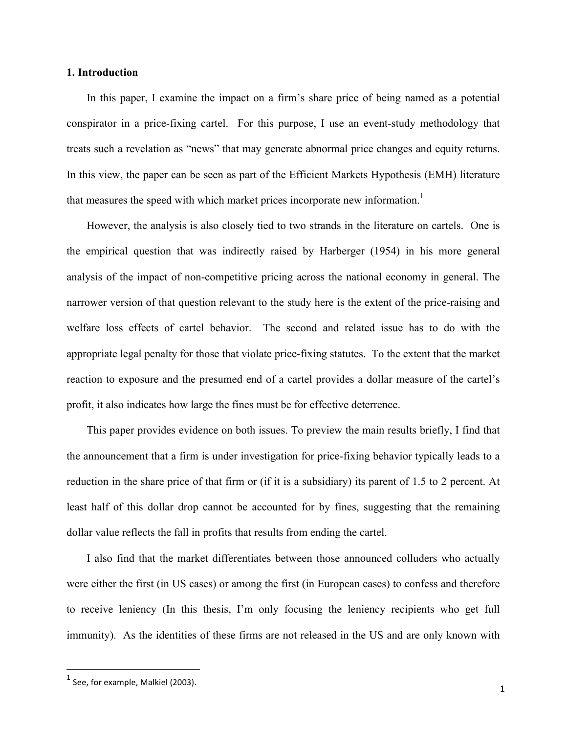## 1. Introduction

In this paper, I examine the impact on a firm's share price of being named as a potential conspirator in a price-fixing cartel. For this purpose, I use an event-study methodology that treats such a revelation as "news" that may generate abnormal price changes and equity returns. In this view, the paper can be seen as part of the Efficient Markets Hypothesis (EMH) literature that measures the speed with which market prices incorporate new information.[1]

However, the analysis is also closely tied to two strands in the literature on cartels. One is the empirical question that was indirectly raised by Harberger (1954) in his more general analysis of the impact of non-competitive pricing across the national economy in general. The narrower version of that question relevant to the study here is the extent of the price-raising and welfare loss effects of cartel behavior. The second and related issue has to do with the appropriate legal penalty for those that violate price-fixing statutes. To the extent that the market reaction to exposure and the presumed end of a cartel provides a dollar measure of the cartel's profit, it also indicates how large the fines must be for effective deterrence.

This paper provides evidence on both issues. To preview the main results briefly, I find that the announcement that a firm is under investigation for price-fixing behavior typically leads to a reduction in the share price of that firm or (if it is a subsidiary) its parent of 1.5 to 2 percent. At least half of this dollar drop cannot be accounted for by fines, suggesting that the remaining dollar value reflects the fall in profits that results from ending the cartel.

I also find that the market differentiates between those announced colluders who actually were either the first (in US cases) or among the first (in European cases) to confess and therefore to receive leniency (In this thesis, I'm only focusing the leniency recipients who get full immunity). As the identities of these firms are not released in the US and are only known with

[1] See, for example, Malkiel (2003).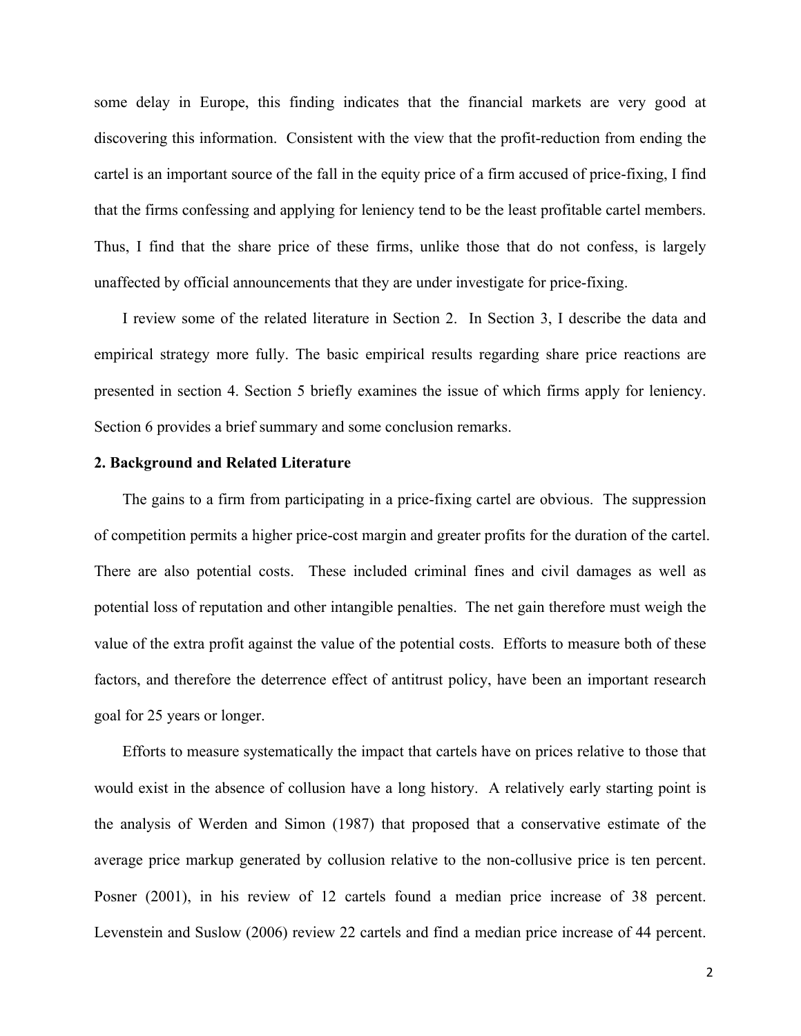some delay in Europe, this finding indicates that the financial markets are very good at discovering this information. Consistent with the view that the profit-reduction from ending the cartel is an important source of the fall in the equity price of a firm accused of price-fixing, I find that the firms confessing and applying for leniency tend to be the least profitable cartel members. Thus, I find that the share price of these firms, unlike those that do not confess, is largely unaffected by official announcements that they are under investigate for price-fixing.

I review some of the related literature in Section 2. In Section 3, I describe the data and empirical strategy more fully. The basic empirical results regarding share price reactions are presented in section 4. Section 5 briefly examines the issue of which firms apply for leniency. Section 6 provides a brief summary and some conclusion remarks.

## 2. Background and Related Literature

The gains to a firm from participating in a price-fixing cartel are obvious. The suppression of competition permits a higher price-cost margin and greater profits for the duration of the cartel. There are also potential costs. These included criminal fines and civil damages as well as potential loss of reputation and other intangible penalties. The net gain therefore must weigh the value of the extra profit against the value of the potential costs. Efforts to measure both of these factors, and therefore the deterrence effect of antitrust policy, have been an important research goal for 25 years or longer.

Efforts to measure systematically the impact that cartels have on prices relative to those that would exist in the absence of collusion have a long history. A relatively early starting point is the analysis of Werden and Simon (1987) that proposed that a conservative estimate of the average price markup generated by collusion relative to the non-collusive price is ten percent. Posner (2001), in his review of 12 cartels found a median price increase of 38 percent. Levenstein and Suslow (2006) review 22 cartels and find a median price increase of 44 percent.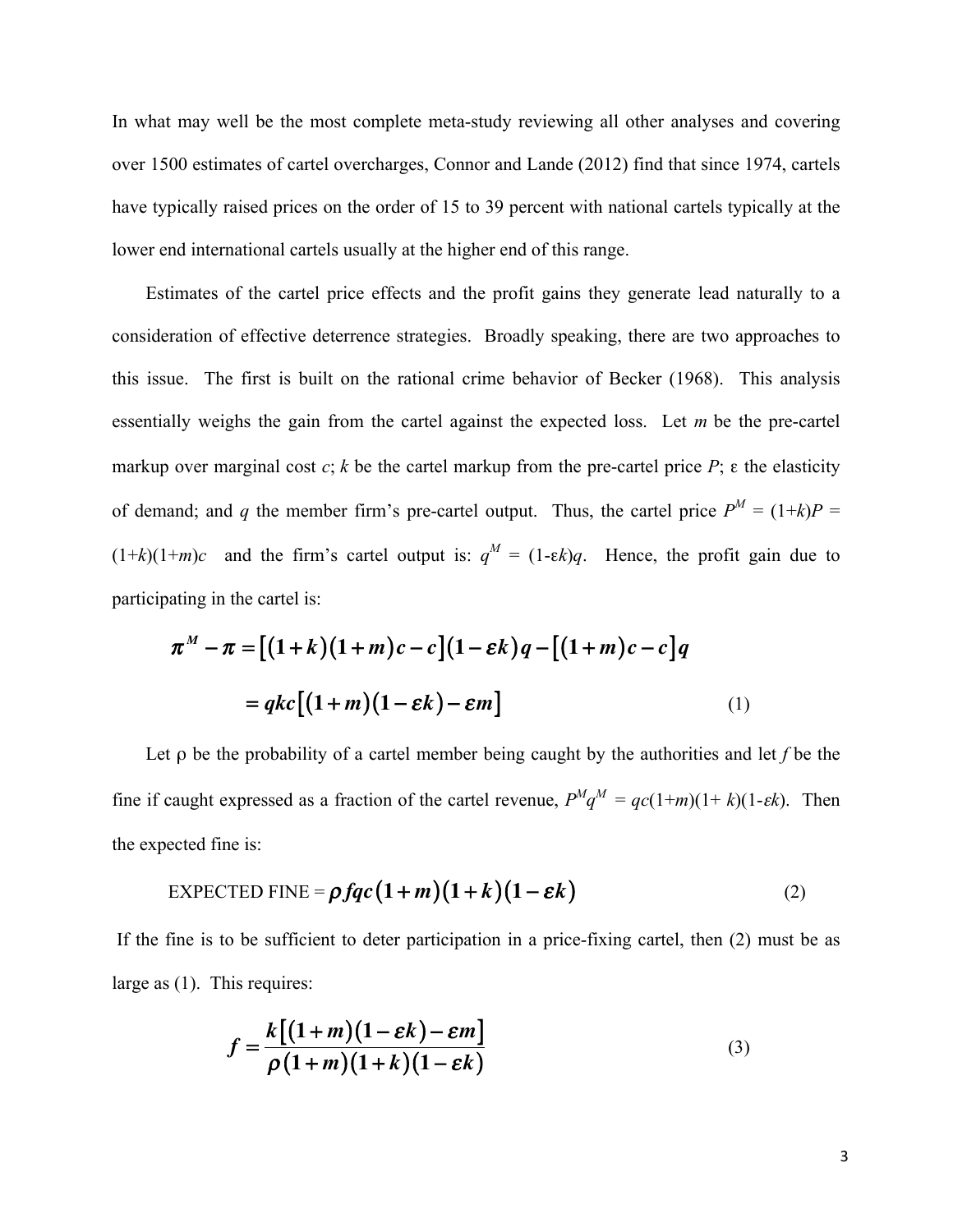In what may well be the most complete meta-study reviewing all other analyses and covering over 1500 estimates of cartel overcharges, Connor and Lande (2012) find that since 1974, cartels have typically raised prices on the order of 15 to 39 percent with national cartels typically at the lower end international cartels usually at the higher end of this range.

Estimates of the cartel price effects and the profit gains they generate lead naturally to a consideration of effective deterrence strategies. Broadly speaking, there are two approaches to this issue. The first is built on the rational crime behavior of Becker (1968). This analysis essentially weighs the gain from the cartel against the expected loss. Let $m$ be the pre-cartel markup over marginal cost $c$; $k$ be the cartel markup from the pre-cartel price $P$; $\varepsilon$ the elasticity of demand; and $q$ the member firm's pre-cartel output. Thus, the cartel price $P^M = (1+k)P = (1+k)(1+m)c$ and the firm's cartel output is: $q^M = (1-\varepsilon k)q$. Hence, the profit gain due to participating in the cartel is:

$$\pi^M - \pi = \left[(1+k)(1+m)c - c\right](1-\varepsilon k)q - \left[(1+m)c - c\right]q$$

$$= qkc\left[(1+m)(1-\varepsilon k) - \varepsilon m\right] \tag{1}$$

Let $\rho$ be the probability of a cartel member being caught by the authorities and let $f$ be the fine if caught expressed as a fraction of the cartel revenue, $P^M q^M = qc(1+m)(1+k)(1-\varepsilon k)$. Then the expected fine is:

$$\text{EXPECTED FINE} = \rho f q c(1+m)(1+k)(1-\varepsilon k) \tag{2}$$

If the fine is to be sufficient to deter participation in a price-fixing cartel, then (2) must be as large as (1). This requires:

$$f = \frac{k\left[(1+m)(1-\varepsilon k) - \varepsilon m\right]}{\rho(1+m)(1+k)(1-\varepsilon k)} \tag{3}$$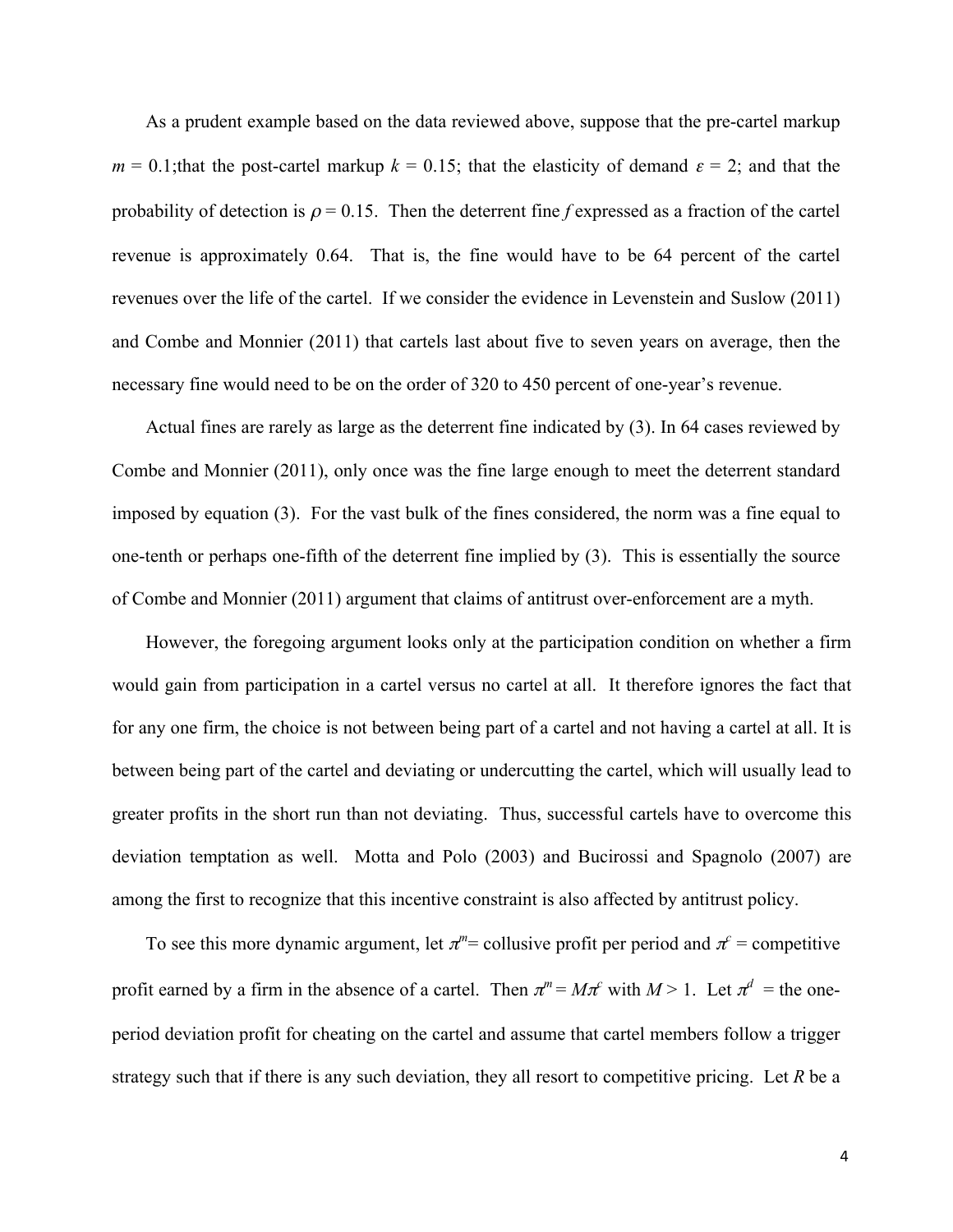As a prudent example based on the data reviewed above, suppose that the pre-cartel markup $m = 0.1$;that the post-cartel markup $k = 0.15$; that the elasticity of demand $\varepsilon = 2$; and that the probability of detection is $\rho = 0.15$. Then the deterrent fine $f$ expressed as a fraction of the cartel revenue is approximately 0.64. That is, the fine would have to be 64 percent of the cartel revenues over the life of the cartel. If we consider the evidence in Levenstein and Suslow (2011) and Combe and Monnier (2011) that cartels last about five to seven years on average, then the necessary fine would need to be on the order of 320 to 450 percent of one-year's revenue.

Actual fines are rarely as large as the deterrent fine indicated by (3). In 64 cases reviewed by Combe and Monnier (2011), only once was the fine large enough to meet the deterrent standard imposed by equation (3). For the vast bulk of the fines considered, the norm was a fine equal to one-tenth or perhaps one-fifth of the deterrent fine implied by (3). This is essentially the source of Combe and Monnier (2011) argument that claims of antitrust over-enforcement are a myth.

However, the foregoing argument looks only at the participation condition on whether a firm would gain from participation in a cartel versus no cartel at all. It therefore ignores the fact that for any one firm, the choice is not between being part of a cartel and not having a cartel at all. It is between being part of the cartel and deviating or undercutting the cartel, which will usually lead to greater profits in the short run than not deviating. Thus, successful cartels have to overcome this deviation temptation as well. Motta and Polo (2003) and Bucirossi and Spagnolo (2007) are among the first to recognize that this incentive constraint is also affected by antitrust policy.

To see this more dynamic argument, let $\pi^m$= collusive profit per period and $\pi^c$ = competitive profit earned by a firm in the absence of a cartel. Then $\pi^m = M\pi^c$ with $M > 1$. Let $\pi^d$ = the one-period deviation profit for cheating on the cartel and assume that cartel members follow a trigger strategy such that if there is any such deviation, they all resort to competitive pricing. Let $R$ be a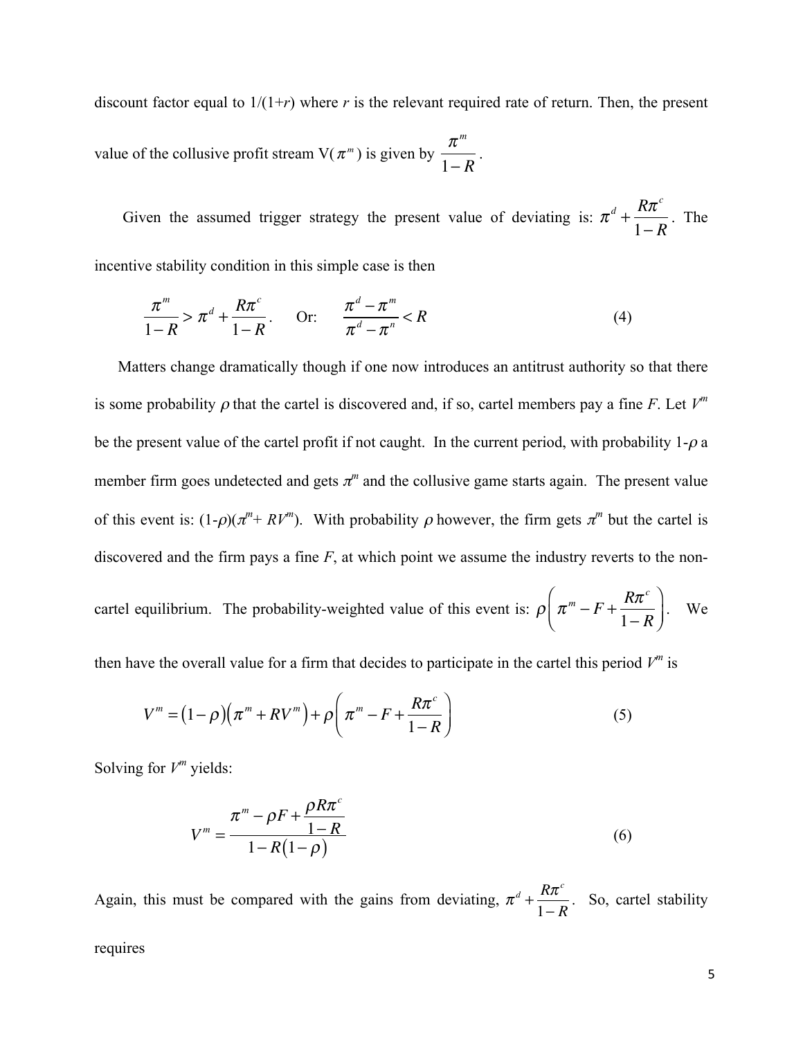discount factor equal to $1/(1+r)$ where $r$ is the relevant required rate of return. Then, the present value of the collusive profit stream $V(\pi^m)$ is given by $\dfrac{\pi^m}{1-R}$.

Given the assumed trigger strategy the present value of deviating is: $\pi^d + \dfrac{R\pi^c}{1-R}$. The incentive stability condition in this simple case is then

$$\frac{\pi^m}{1-R} > \pi^d + \frac{R\pi^c}{1-R}. \qquad \text{Or:} \qquad \frac{\pi^d - \pi^m}{\pi^d - \pi^n} < R \tag{4}$$

Matters change dramatically though if one now introduces an antitrust authority so that there is some probability $\rho$ that the cartel is discovered and, if so, cartel members pay a fine $F$. Let $V^m$ be the present value of the cartel profit if not caught. In the current period, with probability $1-\rho$ a member firm goes undetected and gets $\pi^m$ and the collusive game starts again. The present value of this event is: $(1-\rho)(\pi^m + RV^m)$. With probability $\rho$ however, the firm gets $\pi^m$ but the cartel is discovered and the firm pays a fine $F$, at which point we assume the industry reverts to the non-cartel equilibrium. The probability-weighted value of this event is: $\rho\left(\pi^m - F + \dfrac{R\pi^c}{1-R}\right)$. We then have the overall value for a firm that decides to participate in the cartel this period $V^m$ is

$$V^m = (1-\rho)\left(\pi^m + RV^m\right) + \rho\left(\pi^m - F + \frac{R\pi^c}{1-R}\right) \tag{5}$$

Solving for $V^m$ yields:

$$V^m = \frac{\pi^m - \rho F + \dfrac{\rho R\pi^c}{1-R}}{1-R(1-\rho)} \tag{6}$$

Again, this must be compared with the gains from deviating, $\pi^d + \dfrac{R\pi^c}{1-R}$. So, cartel stability requires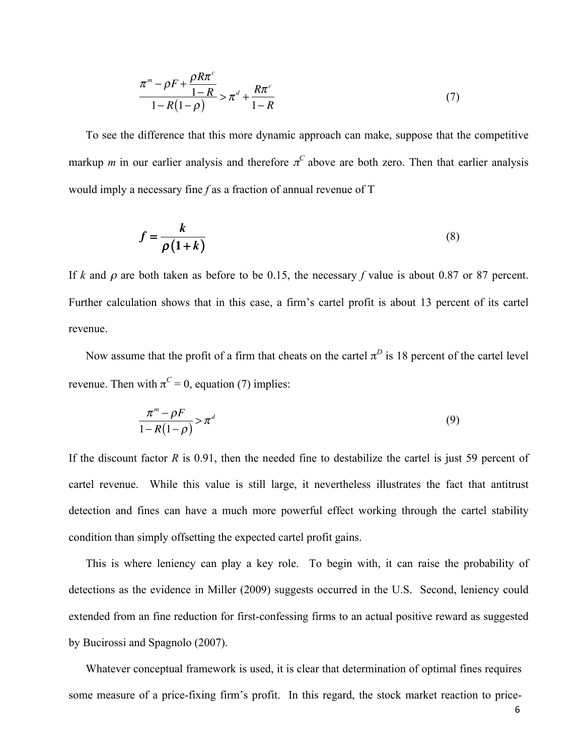$$\frac{\pi^m - \rho F + \frac{\rho R \pi^c}{1-R}}{1 - R(1-\rho)} > \pi^d + \frac{R\pi^c}{1-R} \tag{7}$$

To see the difference that this more dynamic approach can make, suppose that the competitive markup *m* in our earlier analysis and therefore $\pi^C$ above are both zero. Then that earlier analysis would imply a necessary fine *f* as a fraction of annual revenue of T

$$f = \frac{k}{\rho(1+k)} \tag{8}$$

If *k* and $\rho$ are both taken as before to be 0.15, the necessary *f* value is about 0.87 or 87 percent. Further calculation shows that in this case, a firm's cartel profit is about 13 percent of its cartel revenue.

Now assume that the profit of a firm that cheats on the cartel $\pi^D$ is 18 percent of the cartel level revenue. Then with $\pi^C = 0$, equation (7) implies:

$$\frac{\pi^m - \rho F}{1 - R(1-\rho)} > \pi^d \tag{9}$$

If the discount factor *R* is 0.91, then the needed fine to destabilize the cartel is just 59 percent of cartel revenue. While this value is still large, it nevertheless illustrates the fact that antitrust detection and fines can have a much more powerful effect working through the cartel stability condition than simply offsetting the expected cartel profit gains.

This is where leniency can play a key role. To begin with, it can raise the probability of detections as the evidence in Miller (2009) suggests occurred in the U.S. Second, leniency could extended from an fine reduction for first-confessing firms to an actual positive reward as suggested by Bucirossi and Spagnolo (2007).

Whatever conceptual framework is used, it is clear that determination of optimal fines requires some measure of a price-fixing firm's profit. In this regard, the stock market reaction to price-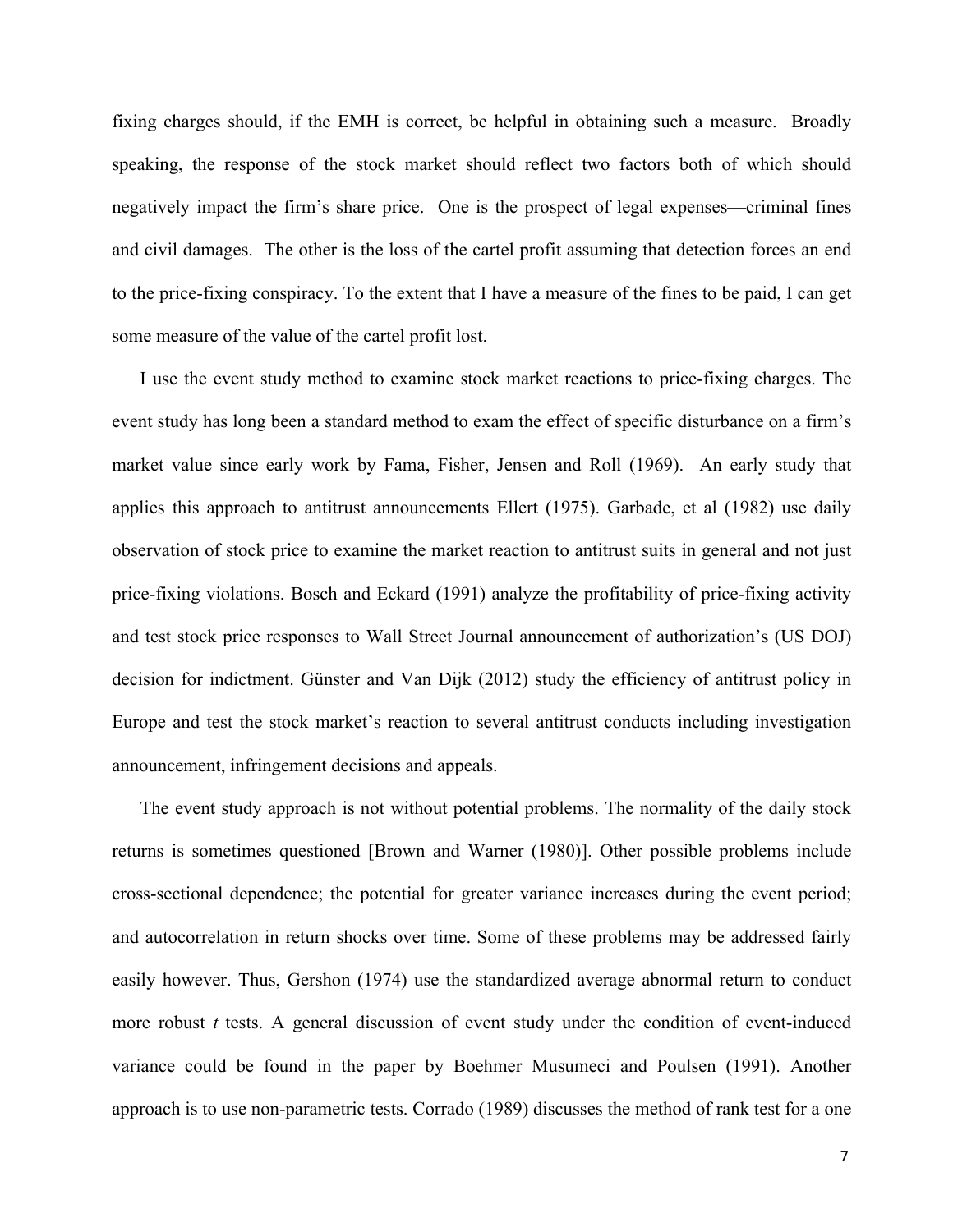fixing charges should, if the EMH is correct, be helpful in obtaining such a measure. Broadly speaking, the response of the stock market should reflect two factors both of which should negatively impact the firm's share price. One is the prospect of legal expenses—criminal fines and civil damages. The other is the loss of the cartel profit assuming that detection forces an end to the price-fixing conspiracy. To the extent that I have a measure of the fines to be paid, I can get some measure of the value of the cartel profit lost.

I use the event study method to examine stock market reactions to price-fixing charges. The event study has long been a standard method to exam the effect of specific disturbance on a firm's market value since early work by Fama, Fisher, Jensen and Roll (1969). An early study that applies this approach to antitrust announcements Ellert (1975). Garbade, et al (1982) use daily observation of stock price to examine the market reaction to antitrust suits in general and not just price-fixing violations. Bosch and Eckard (1991) analyze the profitability of price-fixing activity and test stock price responses to Wall Street Journal announcement of authorization's (US DOJ) decision for indictment. Günster and Van Dijk (2012) study the efficiency of antitrust policy in Europe and test the stock market's reaction to several antitrust conducts including investigation announcement, infringement decisions and appeals.

The event study approach is not without potential problems. The normality of the daily stock returns is sometimes questioned [Brown and Warner (1980)]. Other possible problems include cross-sectional dependence; the potential for greater variance increases during the event period; and autocorrelation in return shocks over time. Some of these problems may be addressed fairly easily however. Thus, Gershon (1974) use the standardized average abnormal return to conduct more robust *t* tests. A general discussion of event study under the condition of event-induced variance could be found in the paper by Boehmer Musumeci and Poulsen (1991). Another approach is to use non-parametric tests. Corrado (1989) discusses the method of rank test for a one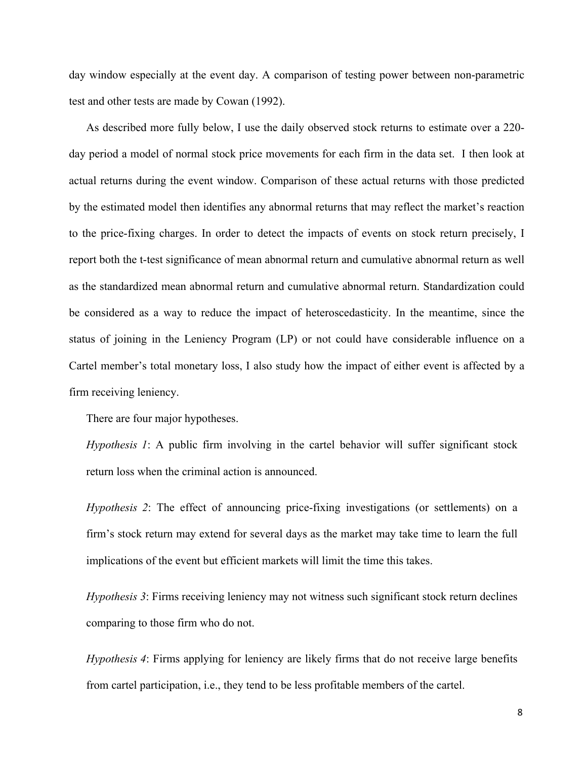day window especially at the event day. A comparison of testing power between non-parametric test and other tests are made by Cowan (1992).

As described more fully below, I use the daily observed stock returns to estimate over a 220-day period a model of normal stock price movements for each firm in the data set. I then look at actual returns during the event window. Comparison of these actual returns with those predicted by the estimated model then identifies any abnormal returns that may reflect the market's reaction to the price-fixing charges. In order to detect the impacts of events on stock return precisely, I report both the t-test significance of mean abnormal return and cumulative abnormal return as well as the standardized mean abnormal return and cumulative abnormal return. Standardization could be considered as a way to reduce the impact of heteroscedasticity. In the meantime, since the status of joining in the Leniency Program (LP) or not could have considerable influence on a Cartel member's total monetary loss, I also study how the impact of either event is affected by a firm receiving leniency.

There are four major hypotheses.

*Hypothesis 1*: A public firm involving in the cartel behavior will suffer significant stock return loss when the criminal action is announced.

*Hypothesis 2*: The effect of announcing price-fixing investigations (or settlements) on a firm's stock return may extend for several days as the market may take time to learn the full implications of the event but efficient markets will limit the time this takes.

*Hypothesis 3*: Firms receiving leniency may not witness such significant stock return declines comparing to those firm who do not.

*Hypothesis 4*: Firms applying for leniency are likely firms that do not receive large benefits from cartel participation, i.e., they tend to be less profitable members of the cartel.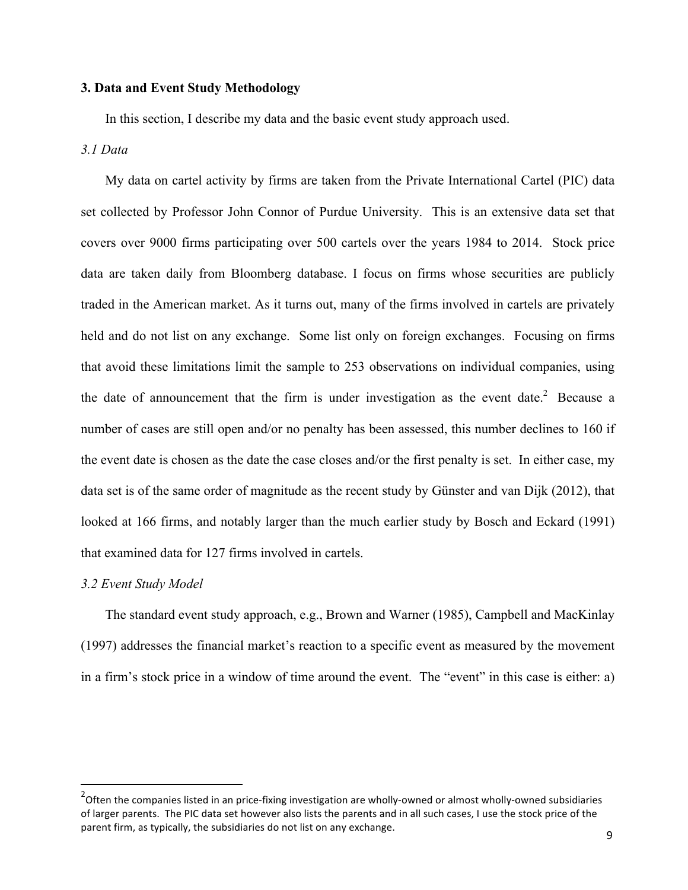## 3. Data and Event Study Methodology

In this section, I describe my data and the basic event study approach used.

### *3.1 Data*

My data on cartel activity by firms are taken from the Private International Cartel (PIC) data set collected by Professor John Connor of Purdue University. This is an extensive data set that covers over 9000 firms participating over 500 cartels over the years 1984 to 2014. Stock price data are taken daily from Bloomberg database. I focus on firms whose securities are publicly traded in the American market. As it turns out, many of the firms involved in cartels are privately held and do not list on any exchange. Some list only on foreign exchanges. Focusing on firms that avoid these limitations limit the sample to 253 observations on individual companies, using the date of announcement that the firm is under investigation as the event date.[2] Because a number of cases are still open and/or no penalty has been assessed, this number declines to 160 if the event date is chosen as the date the case closes and/or the first penalty is set. In either case, my data set is of the same order of magnitude as the recent study by Günster and van Dijk (2012), that looked at 166 firms, and notably larger than the much earlier study by Bosch and Eckard (1991) that examined data for 127 firms involved in cartels.

### *3.2 Event Study Model*

The standard event study approach, e.g., Brown and Warner (1985), Campbell and MacKinlay (1997) addresses the financial market's reaction to a specific event as measured by the movement in a firm's stock price in a window of time around the event. The "event" in this case is either: a)

---

[2] Often the companies listed in an price-fixing investigation are wholly-owned or almost wholly-owned subsidiaries of larger parents. The PIC data set however also lists the parents and in all such cases, I use the stock price of the parent firm, as typically, the subsidiaries do not list on any exchange.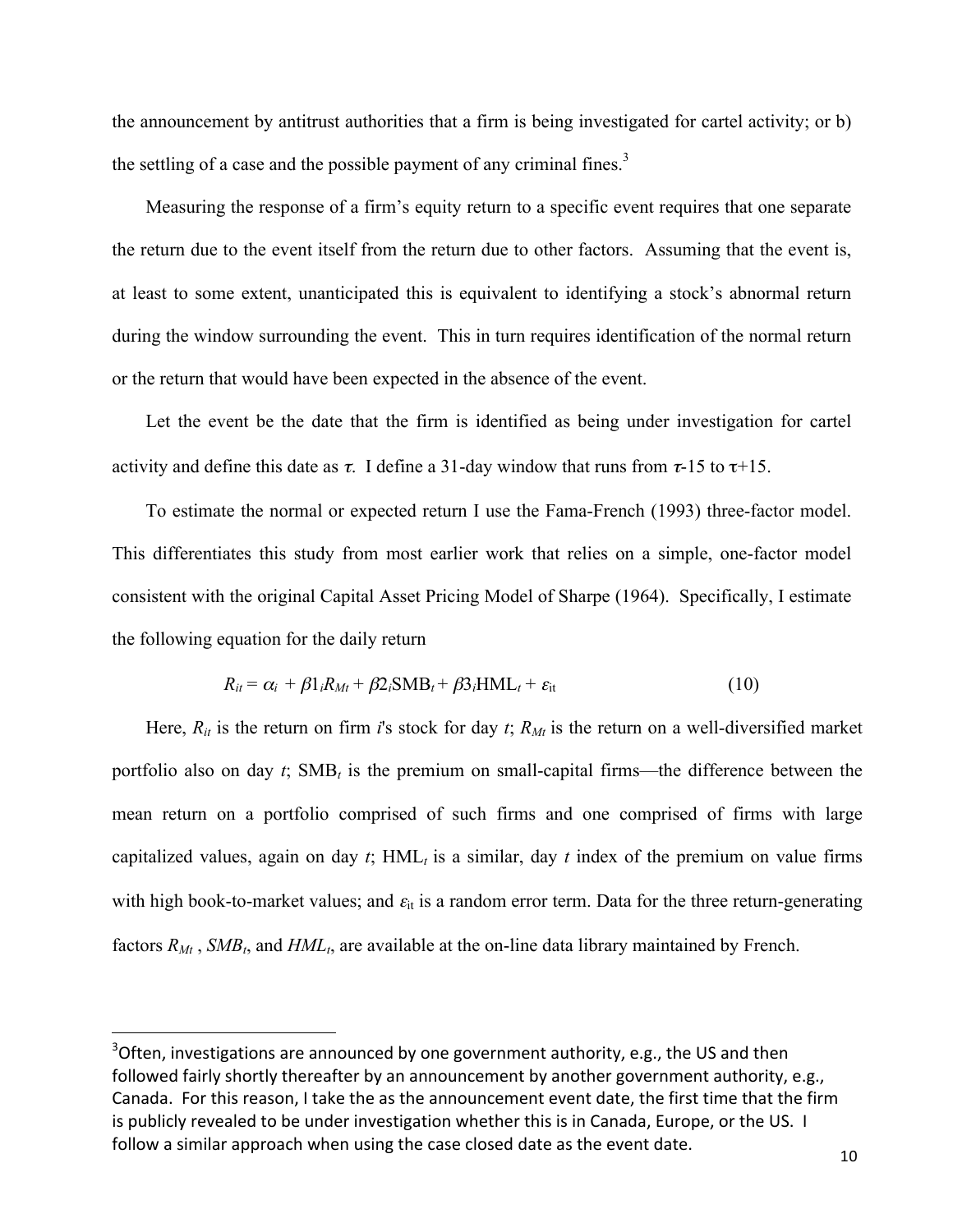the announcement by antitrust authorities that a firm is being investigated for cartel activity; or b) the settling of a case and the possible payment of any criminal fines.[3]

Measuring the response of a firm's equity return to a specific event requires that one separate the return due to the event itself from the return due to other factors. Assuming that the event is, at least to some extent, unanticipated this is equivalent to identifying a stock's abnormal return during the window surrounding the event. This in turn requires identification of the normal return or the return that would have been expected in the absence of the event.

Let the event be the date that the firm is identified as being under investigation for cartel activity and define this date as $\tau$. I define a 31-day window that runs from $\tau$-15 to $\tau$+15.

To estimate the normal or expected return I use the Fama-French (1993) three-factor model. This differentiates this study from most earlier work that relies on a simple, one-factor model consistent with the original Capital Asset Pricing Model of Sharpe (1964). Specifically, I estimate the following equation for the daily return

$$R_{it} = \alpha_i + \beta 1_i R_{Mt} + \beta 2_i \text{SMB}_t + \beta 3_i \text{HML}_t + \varepsilon_{it} \tag{10}$$

Here, $R_{it}$ is the return on firm $i$'s stock for day $t$; $R_{Mt}$ is the return on a well-diversified market portfolio also on day $t$; $\text{SMB}_t$ is the premium on small-capital firms—the difference between the mean return on a portfolio comprised of such firms and one comprised of firms with large capitalized values, again on day $t$; $\text{HML}_t$ is a similar, day $t$ index of the premium on value firms with high book-to-market values; and $\varepsilon_{it}$ is a random error term. Data for the three return-generating factors $R_{Mt}$ , $SMB_t$, and $HML_t$, are available at the on-line data library maintained by French.

---

[3]Often, investigations are announced by one government authority, e.g., the US and then followed fairly shortly thereafter by an announcement by another government authority, e.g., Canada. For this reason, I take the as the announcement event date, the first time that the firm is publicly revealed to be under investigation whether this is in Canada, Europe, or the US. I follow a similar approach when using the case closed date as the event date.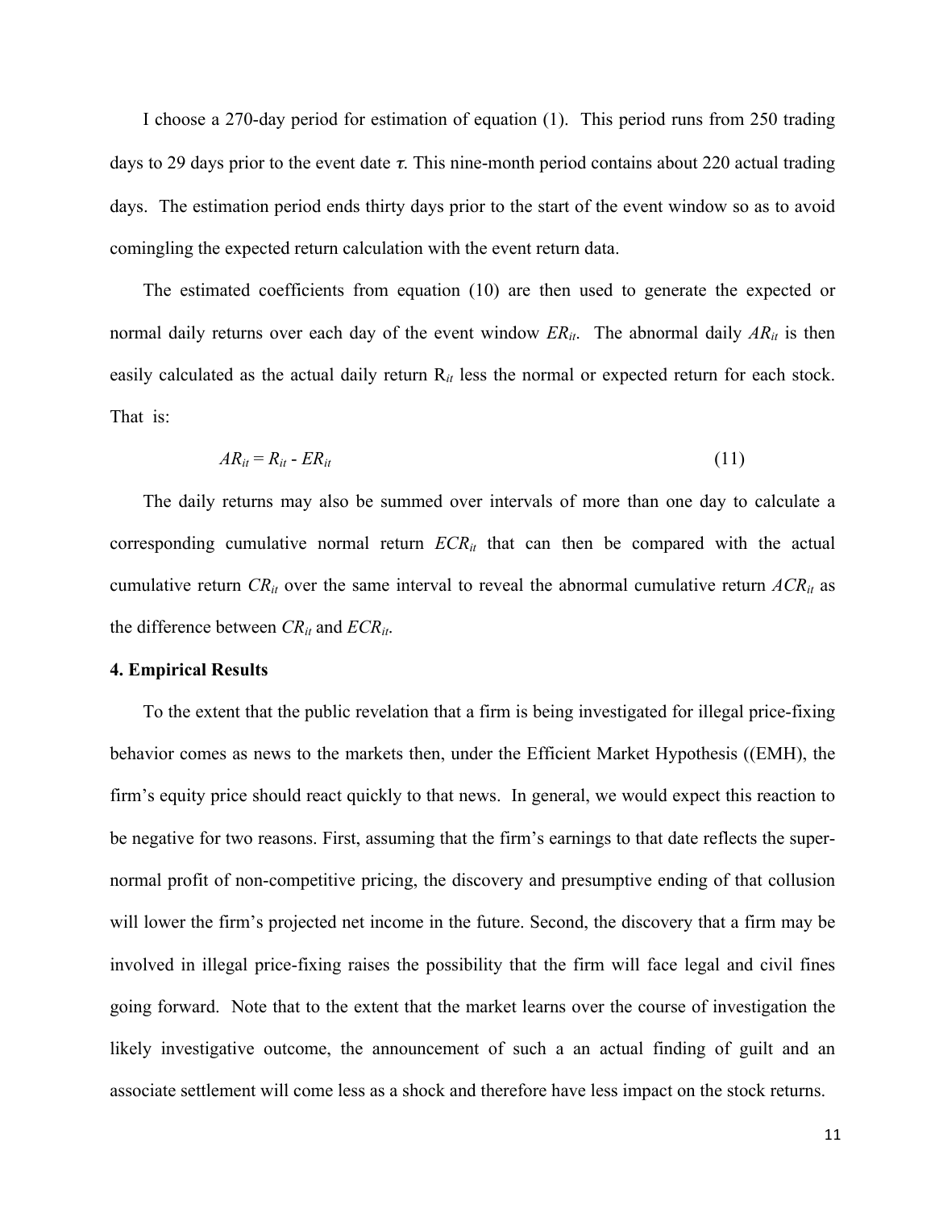I choose a 270-day period for estimation of equation (1). This period runs from 250 trading days to 29 days prior to the event date $\tau$. This nine-month period contains about 220 actual trading days. The estimation period ends thirty days prior to the start of the event window so as to avoid comingling the expected return calculation with the event return data.

The estimated coefficients from equation (10) are then used to generate the expected or normal daily returns over each day of the event window $ER_{it}$. The abnormal daily $AR_{it}$ is then easily calculated as the actual daily return $R_{it}$ less the normal or expected return for each stock. That is:

$$AR_{it} = R_{it} - ER_{it} \tag{11}$$

The daily returns may also be summed over intervals of more than one day to calculate a corresponding cumulative normal return $ECR_{it}$ that can then be compared with the actual cumulative return $CR_{it}$ over the same interval to reveal the abnormal cumulative return $ACR_{it}$ as the difference between $CR_{it}$ and $ECR_{it}$.

**4. Empirical Results**

To the extent that the public revelation that a firm is being investigated for illegal price-fixing behavior comes as news to the markets then, under the Efficient Market Hypothesis ((EMH), the firm's equity price should react quickly to that news. In general, we would expect this reaction to be negative for two reasons. First, assuming that the firm's earnings to that date reflects the super-normal profit of non-competitive pricing, the discovery and presumptive ending of that collusion will lower the firm's projected net income in the future. Second, the discovery that a firm may be involved in illegal price-fixing raises the possibility that the firm will face legal and civil fines going forward. Note that to the extent that the market learns over the course of investigation the likely investigative outcome, the announcement of such a an actual finding of guilt and an associate settlement will come less as a shock and therefore have less impact on the stock returns.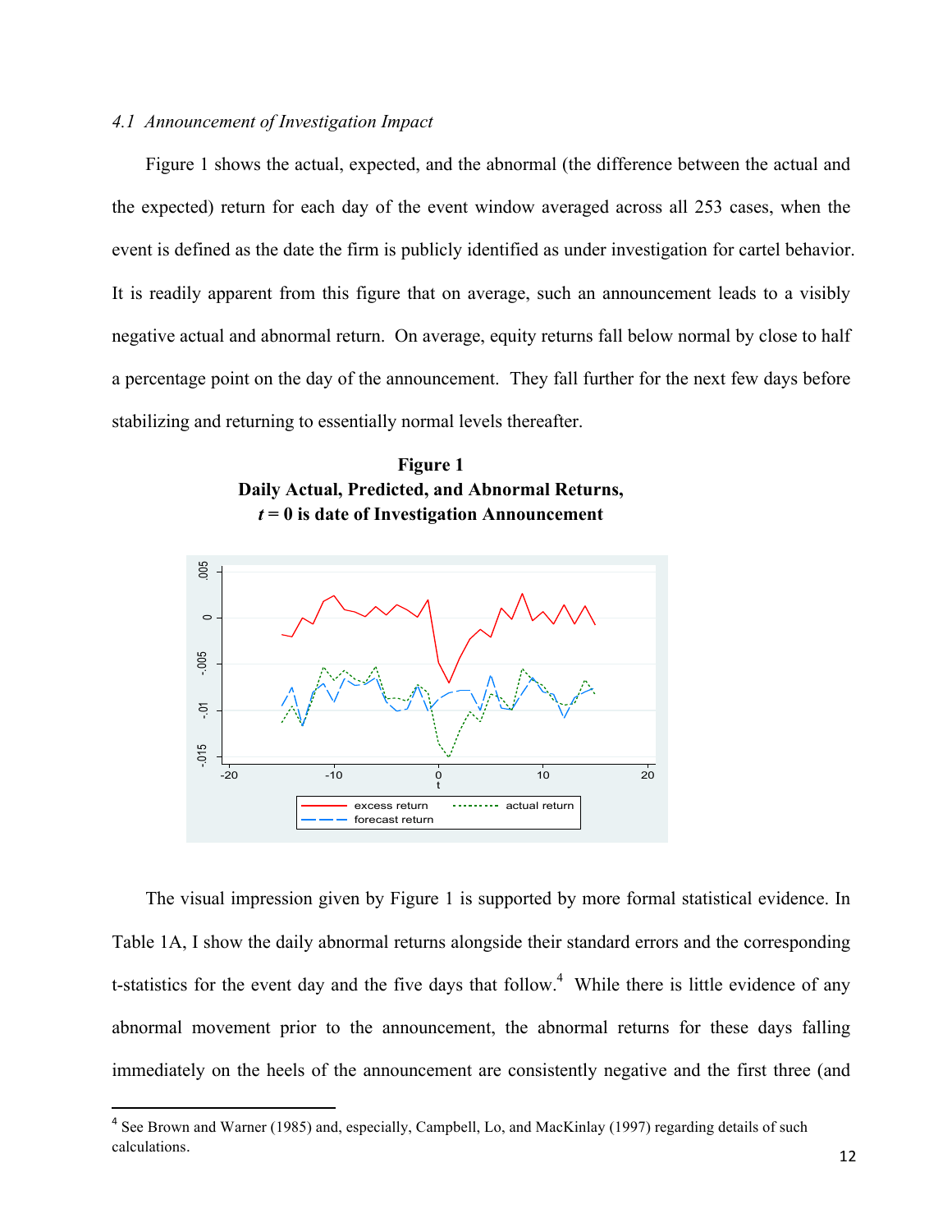*4.1 Announcement of Investigation Impact*

Figure 1 shows the actual, expected, and the abnormal (the difference between the actual and the expected) return for each day of the event window averaged across all 253 cases, when the event is defined as the date the firm is publicly identified as under investigation for cartel behavior. It is readily apparent from this figure that on average, such an announcement leads to a visibly negative actual and abnormal return. On average, equity returns fall below normal by close to half a percentage point on the day of the announcement. They fall further for the next few days before stabilizing and returning to essentially normal levels thereafter.

**Figure 1**
**Daily Actual, Predicted, and Abnormal Returns,**
***t* = 0 is date of Investigation Announcement**

The visual impression given by Figure 1 is supported by more formal statistical evidence. In Table 1A, I show the daily abnormal returns alongside their standard errors and the corresponding t-statistics for the event day and the five days that follow.[4] While there is little evidence of any abnormal movement prior to the announcement, the abnormal returns for these days falling immediately on the heels of the announcement are consistently negative and the first three (and

[4] See Brown and Warner (1985) and, especially, Campbell, Lo, and MacKinlay (1997) regarding details of such calculations.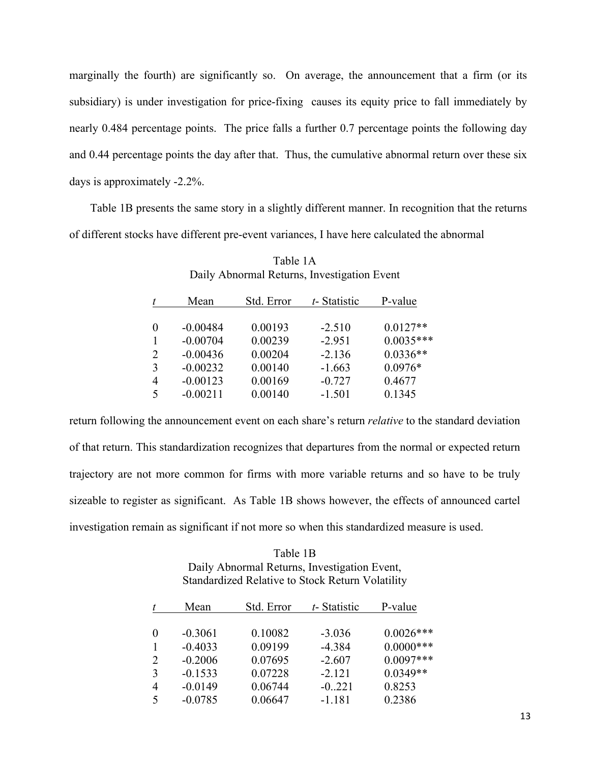marginally the fourth) are significantly so. On average, the announcement that a firm (or its subsidiary) is under investigation for price-fixing causes its equity price to fall immediately by nearly 0.484 percentage points. The price falls a further 0.7 percentage points the following day and 0.44 percentage points the day after that. Thus, the cumulative abnormal return over these six days is approximately -2.2%.

Table 1B presents the same story in a slightly different manner. In recognition that the returns of different stocks have different pre-event variances, I have here calculated the abnormal

Table 1A
Daily Abnormal Returns, Investigation Event

| *t* | Mean | Std. Error | *t*- Statistic | P-value |
|---|---|---|---|---|
| 0 | -0.00484 | 0.00193 | -2.510 | 0.0127** |
| 1 | -0.00704 | 0.00239 | -2.951 | 0.0035*** |
| 2 | -0.00436 | 0.00204 | -2.136 | 0.0336** |
| 3 | -0.00232 | 0.00140 | -1.663 | 0.0976* |
| 4 | -0.00123 | 0.00169 | -0.727 | 0.4677 |
| 5 | -0.00211 | 0.00140 | -1.501 | 0.1345 |

return following the announcement event on each share's return *relative* to the standard deviation of that return. This standardization recognizes that departures from the normal or expected return trajectory are not more common for firms with more variable returns and so have to be truly sizeable to register as significant. As Table 1B shows however, the effects of announced cartel investigation remain as significant if not more so when this standardized measure is used.

Table 1B
Daily Abnormal Returns, Investigation Event,
Standardized Relative to Stock Return Volatility

| *t* | Mean | Std. Error | *t*- Statistic | P-value |
|---|---|---|---|---|
| 0 | -0.3061 | 0.10082 | -3.036 | 0.0026*** |
| 1 | -0.4033 | 0.09199 | -4.384 | 0.0000*** |
| 2 | -0.2006 | 0.07695 | -2.607 | 0.0097*** |
| 3 | -0.1533 | 0.07228 | -2.121 | 0.0349** |
| 4 | -0.0149 | 0.06744 | -0..221 | 0.8253 |
| 5 | -0.0785 | 0.06647 | -1.181 | 0.2386 |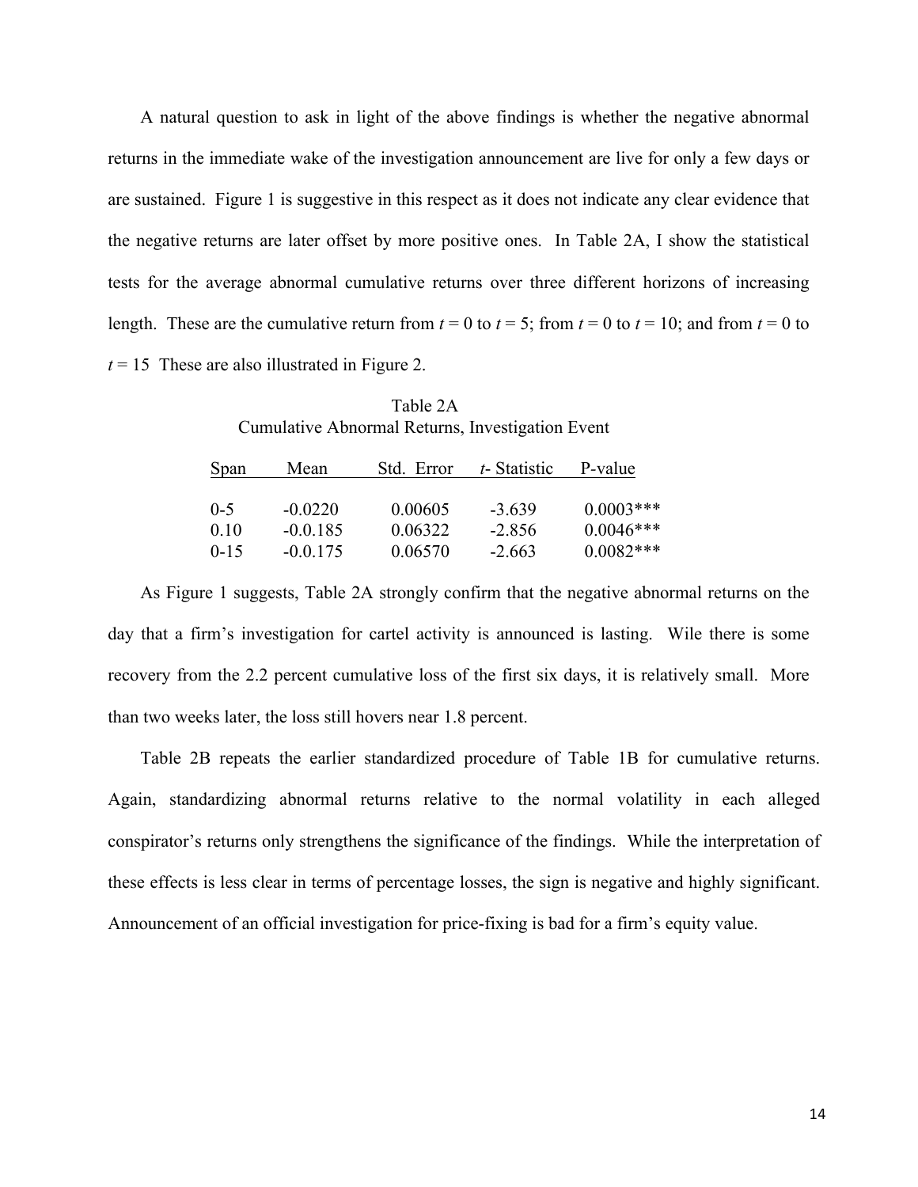A natural question to ask in light of the above findings is whether the negative abnormal returns in the immediate wake of the investigation announcement are live for only a few days or are sustained. Figure 1 is suggestive in this respect as it does not indicate any clear evidence that the negative returns are later offset by more positive ones. In Table 2A, I show the statistical tests for the average abnormal cumulative returns over three different horizons of increasing length. These are the cumulative return from $t = 0$ to $t = 5$; from $t = 0$ to $t = 10$; and from $t = 0$ to $t = 15$ These are also illustrated in Figure 2.

Table 2A
Cumulative Abnormal Returns, Investigation Event

| Span | Mean | Std. Error | *t*- Statistic | P-value |
|---|---|---|---|---|
| 0-5 | -0.0220 | 0.00605 | -3.639 | 0.0003*** |
| 0.10 | -0.0.185 | 0.06322 | -2.856 | 0.0046*** |
| 0-15 | -0.0.175 | 0.06570 | -2.663 | 0.0082*** |

As Figure 1 suggests, Table 2A strongly confirm that the negative abnormal returns on the day that a firm's investigation for cartel activity is announced is lasting. Wile there is some recovery from the 2.2 percent cumulative loss of the first six days, it is relatively small. More than two weeks later, the loss still hovers near 1.8 percent.

Table 2B repeats the earlier standardized procedure of Table 1B for cumulative returns. Again, standardizing abnormal returns relative to the normal volatility in each alleged conspirator's returns only strengthens the significance of the findings. While the interpretation of these effects is less clear in terms of percentage losses, the sign is negative and highly significant. Announcement of an official investigation for price-fixing is bad for a firm's equity value.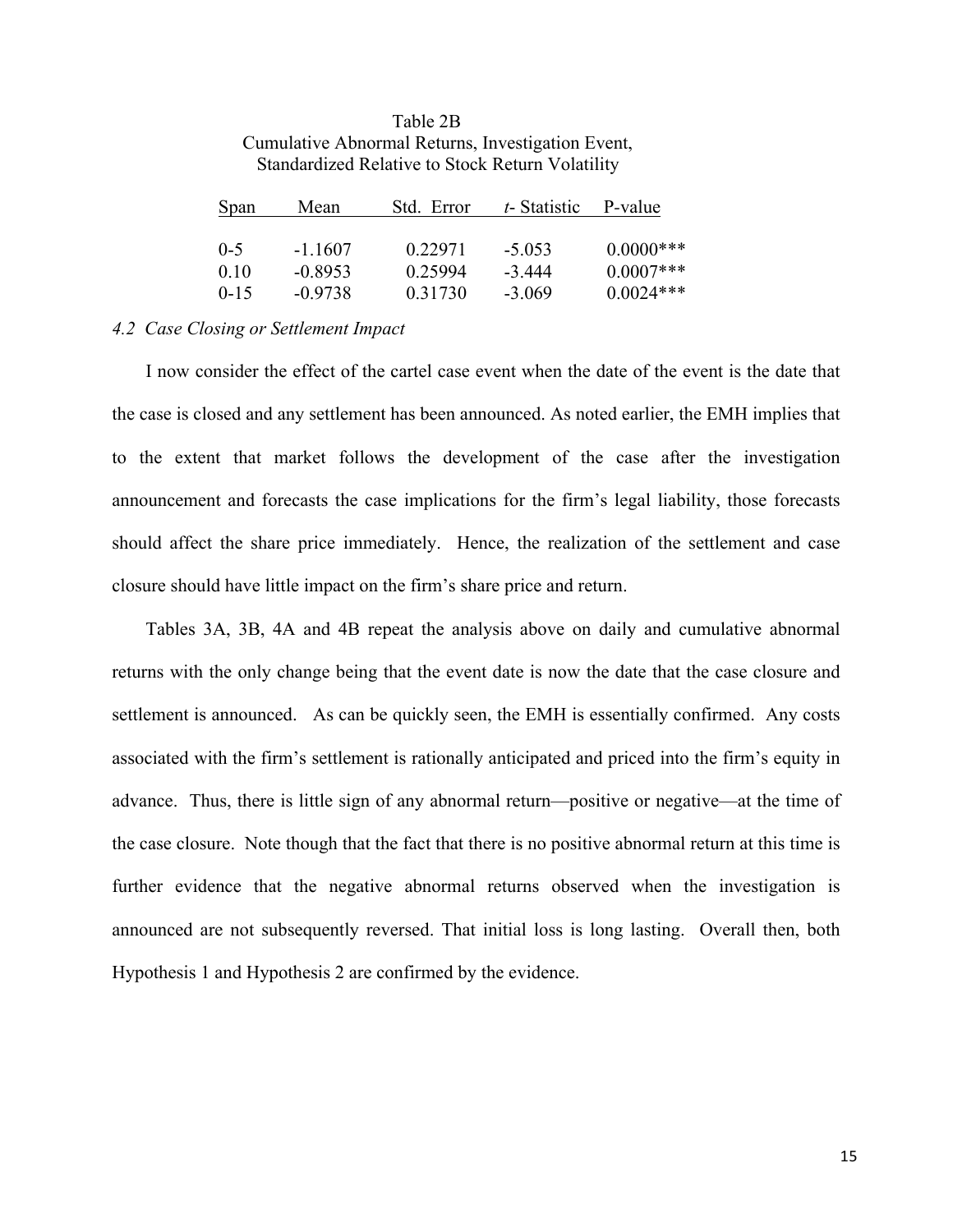Table 2B
Cumulative Abnormal Returns, Investigation Event, Standardized Relative to Stock Return Volatility

| Span | Mean | Std. Error | *t*- Statistic | P-value |
|---|---|---|---|---|
| 0-5 | -1.1607 | 0.22971 | -5.053 | 0.0000*** |
| 0.10 | -0.8953 | 0.25994 | -3.444 | 0.0007*** |
| 0-15 | -0.9738 | 0.31730 | -3.069 | 0.0024*** |

### *4.2 Case Closing or Settlement Impact*

I now consider the effect of the cartel case event when the date of the event is the date that the case is closed and any settlement has been announced. As noted earlier, the EMH implies that to the extent that market follows the development of the case after the investigation announcement and forecasts the case implications for the firm's legal liability, those forecasts should affect the share price immediately. Hence, the realization of the settlement and case closure should have little impact on the firm's share price and return.

Tables 3A, 3B, 4A and 4B repeat the analysis above on daily and cumulative abnormal returns with the only change being that the event date is now the date that the case closure and settlement is announced. As can be quickly seen, the EMH is essentially confirmed. Any costs associated with the firm's settlement is rationally anticipated and priced into the firm's equity in advance. Thus, there is little sign of any abnormal return—positive or negative—at the time of the case closure. Note though that the fact that there is no positive abnormal return at this time is further evidence that the negative abnormal returns observed when the investigation is announced are not subsequently reversed. That initial loss is long lasting. Overall then, both Hypothesis 1 and Hypothesis 2 are confirmed by the evidence.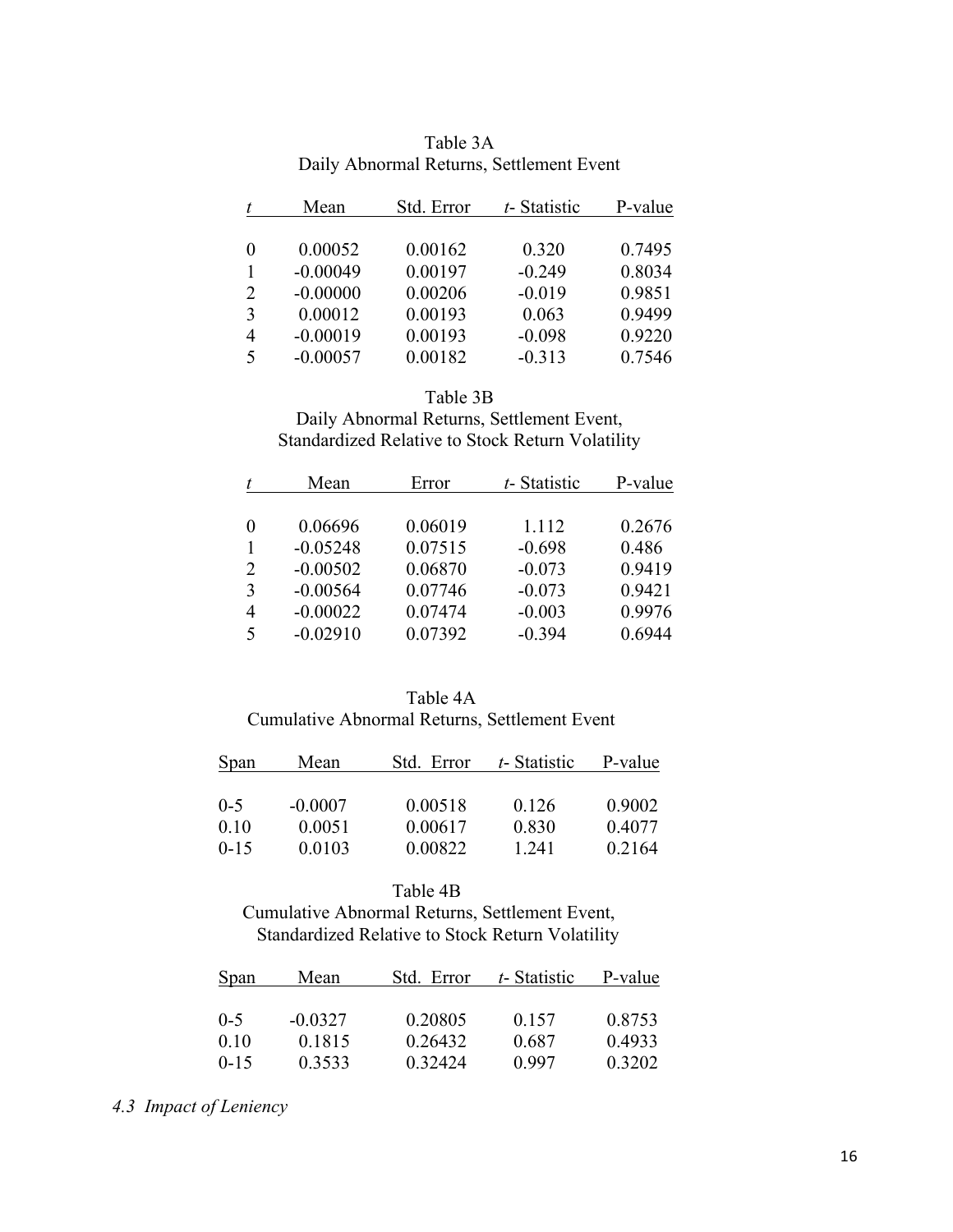Table 3A
Daily Abnormal Returns, Settlement Event

| *t* | Mean | Std. Error | *t*- Statistic | P-value |
|---|---|---|---|---|
| 0 | 0.00052 | 0.00162 | 0.320 | 0.7495 |
| 1 | -0.00049 | 0.00197 | -0.249 | 0.8034 |
| 2 | -0.00000 | 0.00206 | -0.019 | 0.9851 |
| 3 | 0.00012 | 0.00193 | 0.063 | 0.9499 |
| 4 | -0.00019 | 0.00193 | -0.098 | 0.9220 |
| 5 | -0.00057 | 0.00182 | -0.313 | 0.7546 |

Table 3B
Daily Abnormal Returns, Settlement Event,
Standardized Relative to Stock Return Volatility

| *t* | Mean | Error | *t*- Statistic | P-value |
|---|---|---|---|---|
| 0 | 0.06696 | 0.06019 | 1.112 | 0.2676 |
| 1 | -0.05248 | 0.07515 | -0.698 | 0.486 |
| 2 | -0.00502 | 0.06870 | -0.073 | 0.9419 |
| 3 | -0.00564 | 0.07746 | -0.073 | 0.9421 |
| 4 | -0.00022 | 0.07474 | -0.003 | 0.9976 |
| 5 | -0.02910 | 0.07392 | -0.394 | 0.6944 |

Table 4A
Cumulative Abnormal Returns, Settlement Event

| Span | Mean | Std. Error | *t*- Statistic | P-value |
|---|---|---|---|---|
| 0-5 | -0.0007 | 0.00518 | 0.126 | 0.9002 |
| 0.10 | 0.0051 | 0.00617 | 0.830 | 0.4077 |
| 0-15 | 0.0103 | 0.00822 | 1.241 | 0.2164 |

Table 4B
Cumulative Abnormal Returns, Settlement Event,
Standardized Relative to Stock Return Volatility

| Span | Mean | Std. Error | *t*- Statistic | P-value |
|---|---|---|---|---|
| 0-5 | -0.0327 | 0.20805 | 0.157 | 0.8753 |
| 0.10 | 0.1815 | 0.26432 | 0.687 | 0.4933 |
| 0-15 | 0.3533 | 0.32424 | 0.997 | 0.3202 |

### *4.3 Impact of Leniency*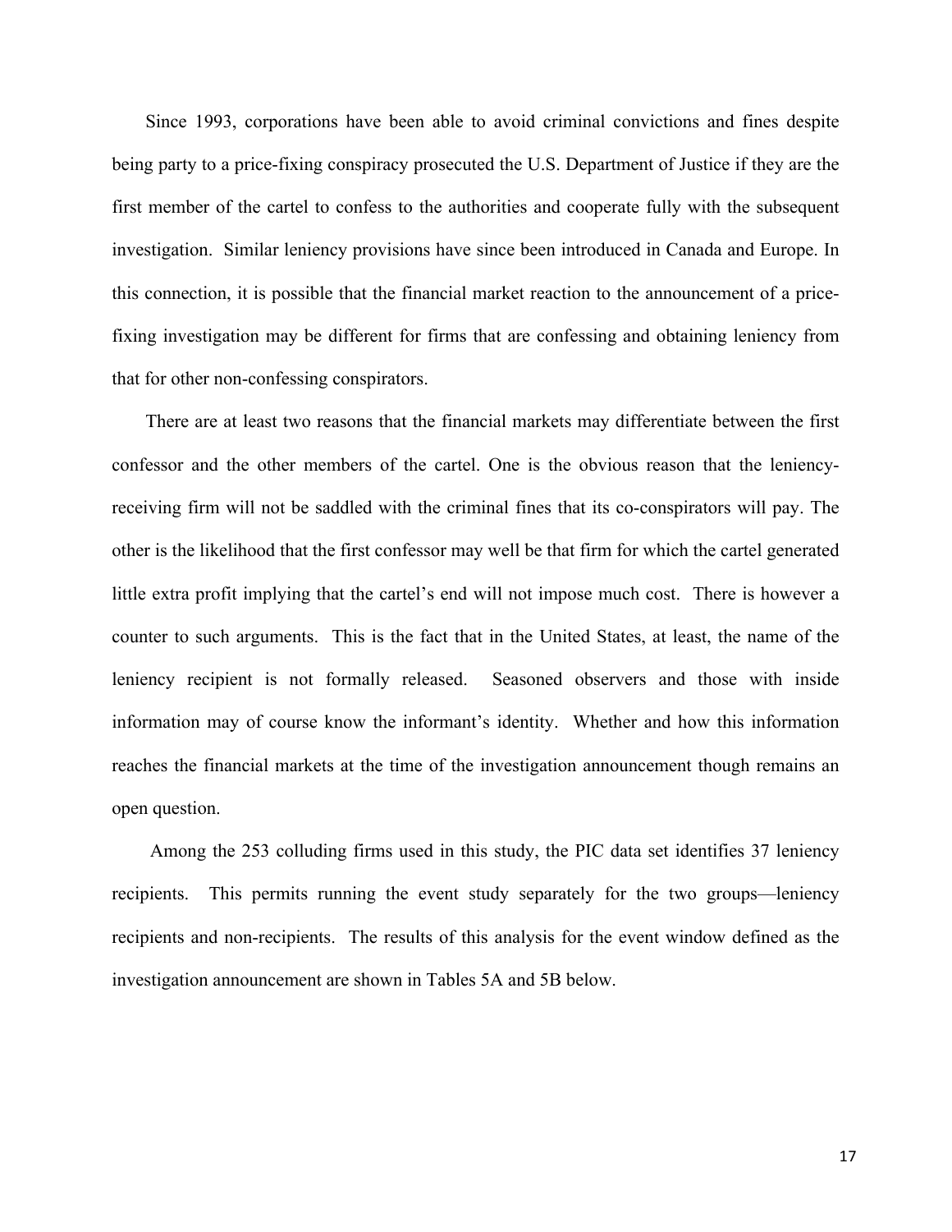Since 1993, corporations have been able to avoid criminal convictions and fines despite being party to a price-fixing conspiracy prosecuted the U.S. Department of Justice if they are the first member of the cartel to confess to the authorities and cooperate fully with the subsequent investigation. Similar leniency provisions have since been introduced in Canada and Europe. In this connection, it is possible that the financial market reaction to the announcement of a price-fixing investigation may be different for firms that are confessing and obtaining leniency from that for other non-confessing conspirators.

There are at least two reasons that the financial markets may differentiate between the first confessor and the other members of the cartel. One is the obvious reason that the leniency-receiving firm will not be saddled with the criminal fines that its co-conspirators will pay. The other is the likelihood that the first confessor may well be that firm for which the cartel generated little extra profit implying that the cartel's end will not impose much cost. There is however a counter to such arguments. This is the fact that in the United States, at least, the name of the leniency recipient is not formally released. Seasoned observers and those with inside information may of course know the informant's identity. Whether and how this information reaches the financial markets at the time of the investigation announcement though remains an open question.

Among the 253 colluding firms used in this study, the PIC data set identifies 37 leniency recipients. This permits running the event study separately for the two groups—leniency recipients and non-recipients. The results of this analysis for the event window defined as the investigation announcement are shown in Tables 5A and 5B below.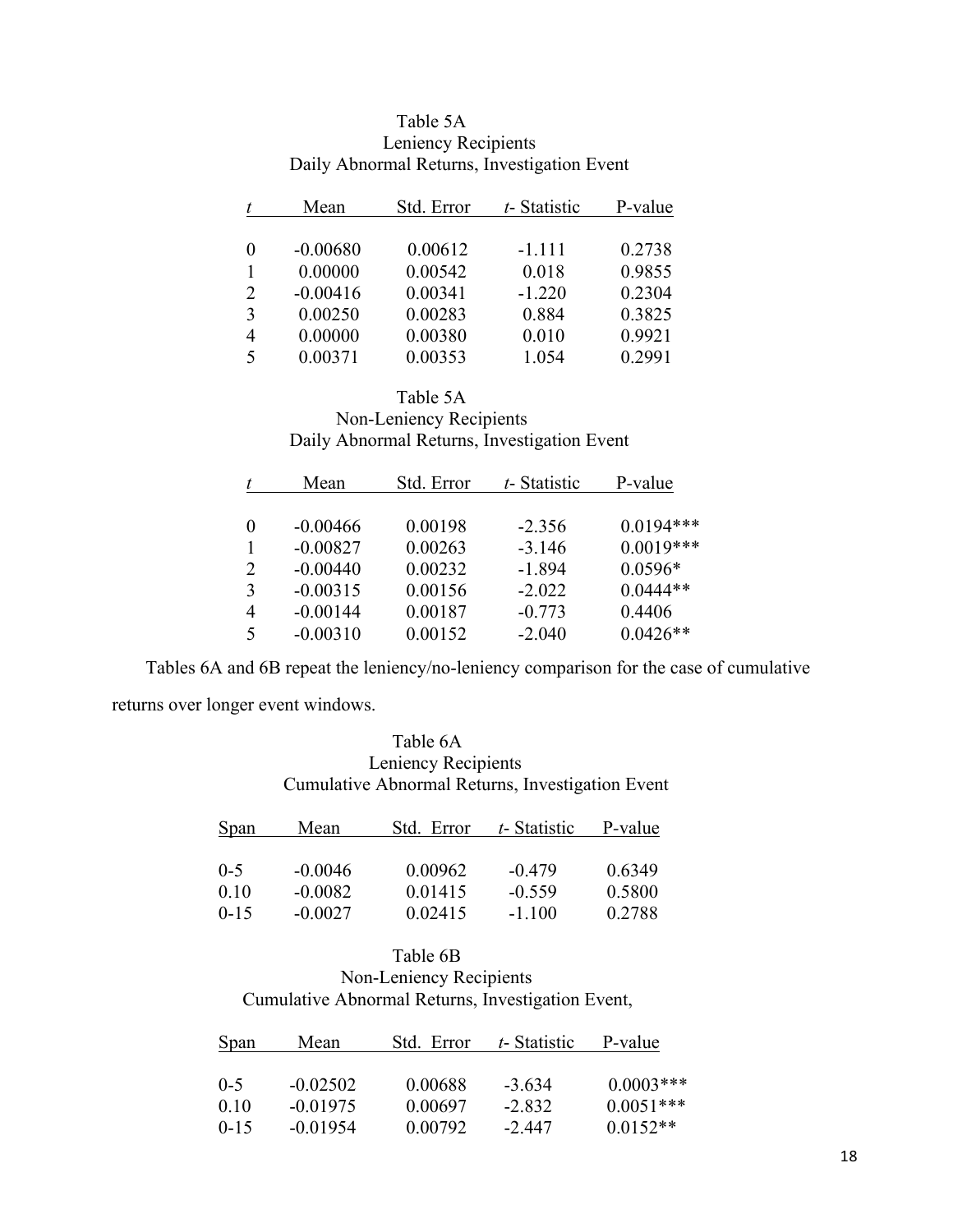Table 5A
Leniency Recipients
Daily Abnormal Returns, Investigation Event

| *t* | Mean | Std. Error | *t*- Statistic | P-value |
|---|---|---|---|---|
| 0 | -0.00680 | 0.00612 | -1.111 | 0.2738 |
| 1 | 0.00000 | 0.00542 | 0.018 | 0.9855 |
| 2 | -0.00416 | 0.00341 | -1.220 | 0.2304 |
| 3 | 0.00250 | 0.00283 | 0.884 | 0.3825 |
| 4 | 0.00000 | 0.00380 | 0.010 | 0.9921 |
| 5 | 0.00371 | 0.00353 | 1.054 | 0.2991 |

Table 5A
Non-Leniency Recipients
Daily Abnormal Returns, Investigation Event

| *t* | Mean | Std. Error | *t*- Statistic | P-value |
|---|---|---|---|---|
| 0 | -0.00466 | 0.00198 | -2.356 | 0.0194*** |
| 1 | -0.00827 | 0.00263 | -3.146 | 0.0019*** |
| 2 | -0.00440 | 0.00232 | -1.894 | 0.0596* |
| 3 | -0.00315 | 0.00156 | -2.022 | 0.0444** |
| 4 | -0.00144 | 0.00187 | -0.773 | 0.4406 |
| 5 | -0.00310 | 0.00152 | -2.040 | 0.0426** |

Tables 6A and 6B repeat the leniency/no-leniency comparison for the case of cumulative returns over longer event windows.

Table 6A
Leniency Recipients
Cumulative Abnormal Returns, Investigation Event

| Span | Mean | Std. Error | *t*- Statistic | P-value |
|---|---|---|---|---|
| 0-5 | -0.0046 | 0.00962 | -0.479 | 0.6349 |
| 0.10 | -0.0082 | 0.01415 | -0.559 | 0.5800 |
| 0-15 | -0.0027 | 0.02415 | -1.100 | 0.2788 |

Table 6B
Non-Leniency Recipients
Cumulative Abnormal Returns, Investigation Event,

| Span | Mean | Std. Error | *t*- Statistic | P-value |
|---|---|---|---|---|
| 0-5 | -0.02502 | 0.00688 | -3.634 | 0.0003*** |
| 0.10 | -0.01975 | 0.00697 | -2.832 | 0.0051*** |
| 0-15 | -0.01954 | 0.00792 | -2.447 | 0.0152** |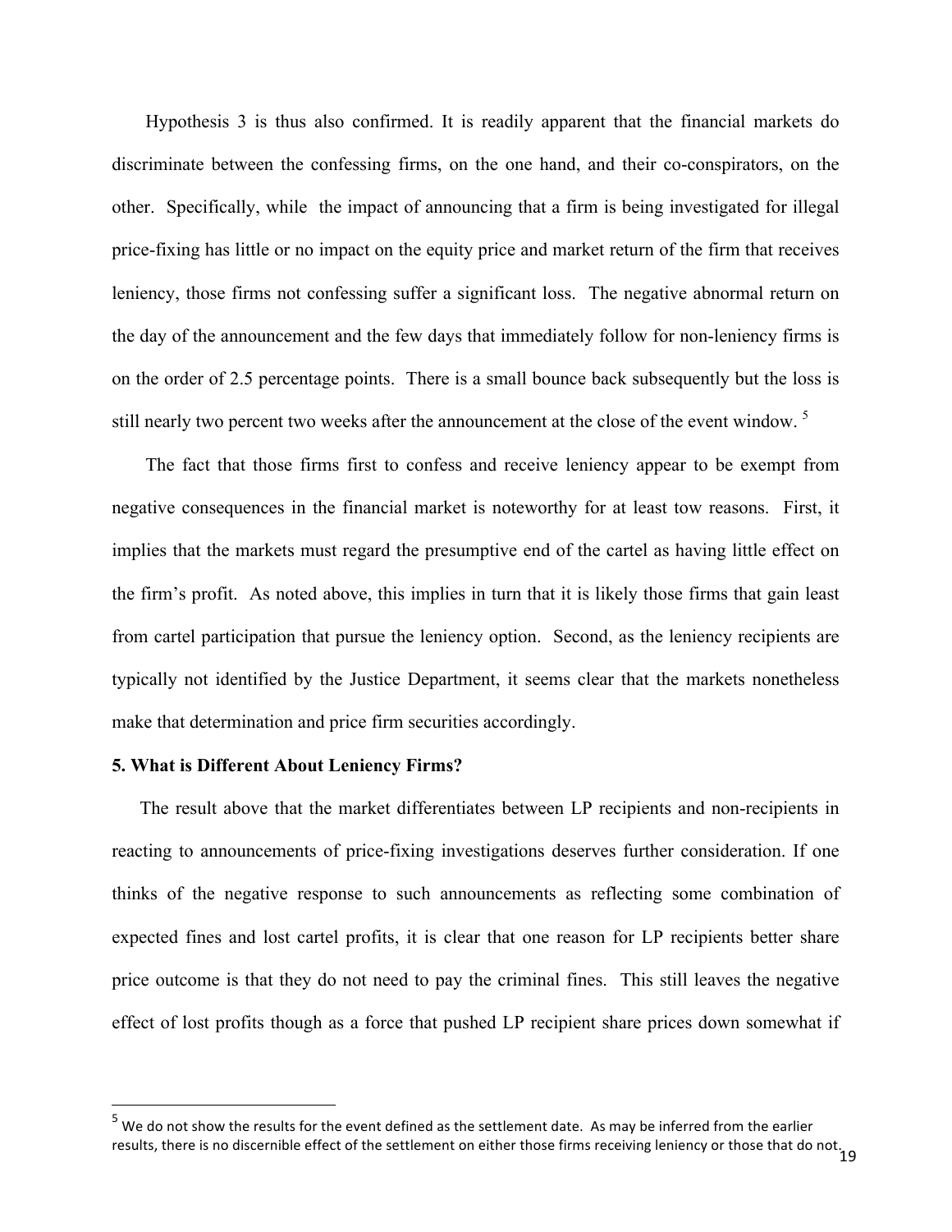Hypothesis 3 is thus also confirmed. It is readily apparent that the financial markets do discriminate between the confessing firms, on the one hand, and their co-conspirators, on the other. Specifically, while the impact of announcing that a firm is being investigated for illegal price-fixing has little or no impact on the equity price and market return of the firm that receives leniency, those firms not confessing suffer a significant loss. The negative abnormal return on the day of the announcement and the few days that immediately follow for non-leniency firms is on the order of 2.5 percentage points. There is a small bounce back subsequently but the loss is still nearly two percent two weeks after the announcement at the close of the event window. [5]

The fact that those firms first to confess and receive leniency appear to be exempt from negative consequences in the financial market is noteworthy for at least tow reasons. First, it implies that the markets must regard the presumptive end of the cartel as having little effect on the firm's profit. As noted above, this implies in turn that it is likely those firms that gain least from cartel participation that pursue the leniency option. Second, as the leniency recipients are typically not identified by the Justice Department, it seems clear that the markets nonetheless make that determination and price firm securities accordingly.

**5. What is Different About Leniency Firms?**

The result above that the market differentiates between LP recipients and non-recipients in reacting to announcements of price-fixing investigations deserves further consideration. If one thinks of the negative response to such announcements as reflecting some combination of expected fines and lost cartel profits, it is clear that one reason for LP recipients better share price outcome is that they do not need to pay the criminal fines. This still leaves the negative effect of lost profits though as a force that pushed LP recipient share prices down somewhat if

[5] We do not show the results for the event defined as the settlement date. As may be inferred from the earlier results, there is no discernible effect of the settlement on either those firms receiving leniency or those that do not.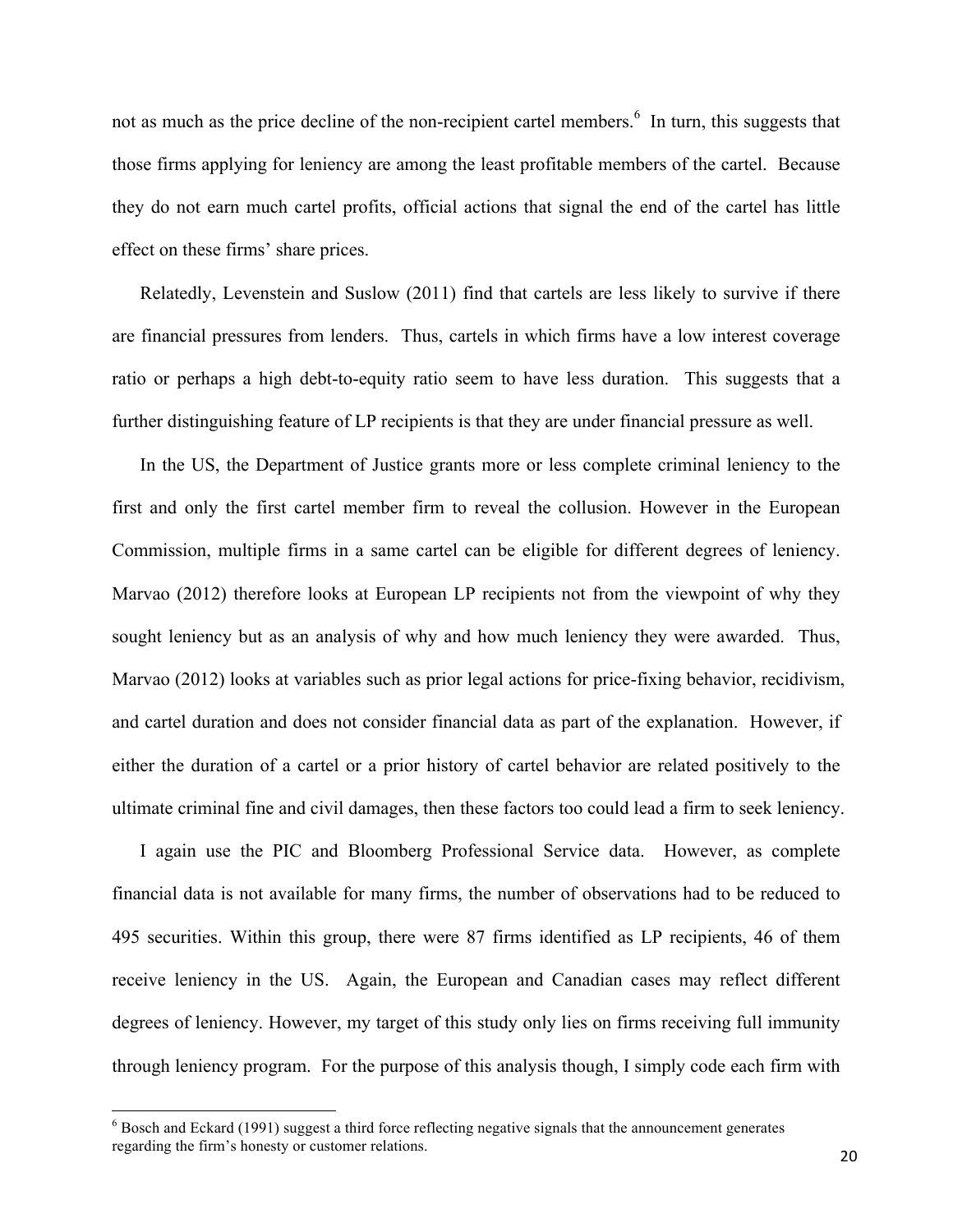not as much as the price decline of the non-recipient cartel members.[6] In turn, this suggests that those firms applying for leniency are among the least profitable members of the cartel. Because they do not earn much cartel profits, official actions that signal the end of the cartel has little effect on these firms' share prices.

Relatedly, Levenstein and Suslow (2011) find that cartels are less likely to survive if there are financial pressures from lenders. Thus, cartels in which firms have a low interest coverage ratio or perhaps a high debt-to-equity ratio seem to have less duration. This suggests that a further distinguishing feature of LP recipients is that they are under financial pressure as well.

In the US, the Department of Justice grants more or less complete criminal leniency to the first and only the first cartel member firm to reveal the collusion. However in the European Commission, multiple firms in a same cartel can be eligible for different degrees of leniency. Marvao (2012) therefore looks at European LP recipients not from the viewpoint of why they sought leniency but as an analysis of why and how much leniency they were awarded. Thus, Marvao (2012) looks at variables such as prior legal actions for price-fixing behavior, recidivism, and cartel duration and does not consider financial data as part of the explanation. However, if either the duration of a cartel or a prior history of cartel behavior are related positively to the ultimate criminal fine and civil damages, then these factors too could lead a firm to seek leniency.

I again use the PIC and Bloomberg Professional Service data. However, as complete financial data is not available for many firms, the number of observations had to be reduced to 495 securities. Within this group, there were 87 firms identified as LP recipients, 46 of them receive leniency in the US. Again, the European and Canadian cases may reflect different degrees of leniency. However, my target of this study only lies on firms receiving full immunity through leniency program. For the purpose of this analysis though, I simply code each firm with

[6] Bosch and Eckard (1991) suggest a third force reflecting negative signals that the announcement generates regarding the firm's honesty or customer relations.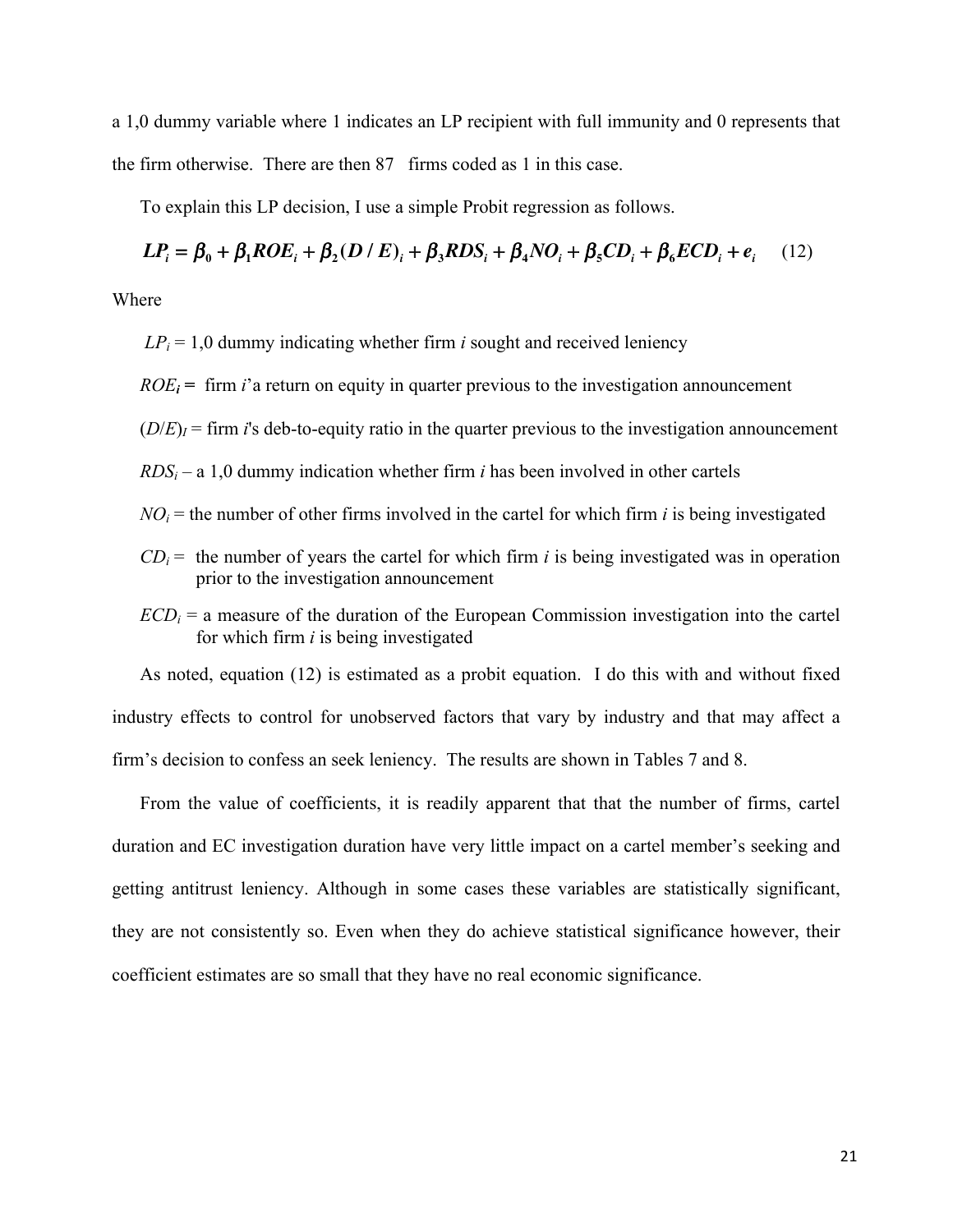a 1,0 dummy variable where 1 indicates an LP recipient with full immunity and 0 represents that the firm otherwise. There are then 87 firms coded as 1 in this case.

To explain this LP decision, I use a simple Probit regression as follows.

$$LP_i = \beta_0 + \beta_1 ROE_i + \beta_2 (D/E)_i + \beta_3 RDS_i + \beta_4 NO_i + \beta_5 CD_i + \beta_6 ECD_i + e_i \quad (12)$$

Where

$LP_i$ = 1,0 dummy indicating whether firm *i* sought and received leniency

$ROE_i$ = firm *i*'a return on equity in quarter previous to the investigation announcement

$(D/E)_I$ = firm *i*'s deb-to-equity ratio in the quarter previous to the investigation announcement

$RDS_i$ – a 1,0 dummy indication whether firm *i* has been involved in other cartels

$NO_i$ = the number of other firms involved in the cartel for which firm *i* is being investigated

$CD_i$ = the number of years the cartel for which firm *i* is being investigated was in operation prior to the investigation announcement

$ECD_i$ = a measure of the duration of the European Commission investigation into the cartel for which firm *i* is being investigated

As noted, equation (12) is estimated as a probit equation. I do this with and without fixed industry effects to control for unobserved factors that vary by industry and that may affect a firm's decision to confess an seek leniency. The results are shown in Tables 7 and 8.

From the value of coefficients, it is readily apparent that that the number of firms, cartel duration and EC investigation duration have very little impact on a cartel member's seeking and getting antitrust leniency. Although in some cases these variables are statistically significant, they are not consistently so. Even when they do achieve statistical significance however, their coefficient estimates are so small that they have no real economic significance.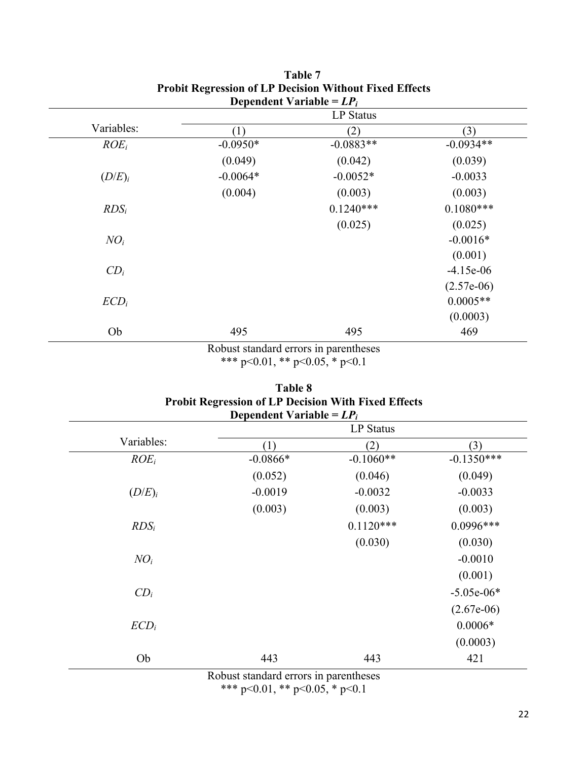**Table 7**
**Probit Regression of LP Decision Without Fixed Effects**
**Dependent Variable = $LP_i$**

| Variables: | LP Status | | |
|---|---|---|---|
| | (1) | (2) | (3) |
| $ROE_i$ | -0.0950* | -0.0883** | -0.0934** |
| | (0.049) | (0.042) | (0.039) |
| $(D/E)_i$ | -0.0064* | -0.0052* | -0.0033 |
| | (0.004) | (0.003) | (0.003) |
| $RDS_i$ | | 0.1240*** | 0.1080*** |
| | | (0.025) | (0.025) |
| $NO_i$ | | | -0.0016* |
| | | | (0.001) |
| $CD_i$ | | | -4.15e-06 |
| | | | (2.57e-06) |
| $ECD_i$ | | | 0.0005** |
| | | | (0.0003) |
| Ob | 495 | 495 | 469 |

Robust standard errors in parentheses
*** $p<0.01$, ** $p<0.05$, * $p<0.1$

**Table 8**
**Probit Regression of LP Decision With Fixed Effects**
**Dependent Variable = $LP_i$**

| Variables: | LP Status | | |
|---|---|---|---|
| | (1) | (2) | (3) |
| $ROE_i$ | -0.0866* | -0.1060** | -0.1350*** |
| | (0.052) | (0.046) | (0.049) |
| $(D/E)_i$ | -0.0019 | -0.0032 | -0.0033 |
| | (0.003) | (0.003) | (0.003) |
| $RDS_i$ | | 0.1120*** | 0.0996*** |
| | | (0.030) | (0.030) |
| $NO_i$ | | | -0.0010 |
| | | | (0.001) |
| $CD_i$ | | | -5.05e-06* |
| | | | (2.67e-06) |
| $ECD_i$ | | | 0.0006* |
| | | | (0.0003) |
| Ob | 443 | 443 | 421 |

Robust standard errors in parentheses
*** $p<0.01$, ** $p<0.05$, * $p<0.1$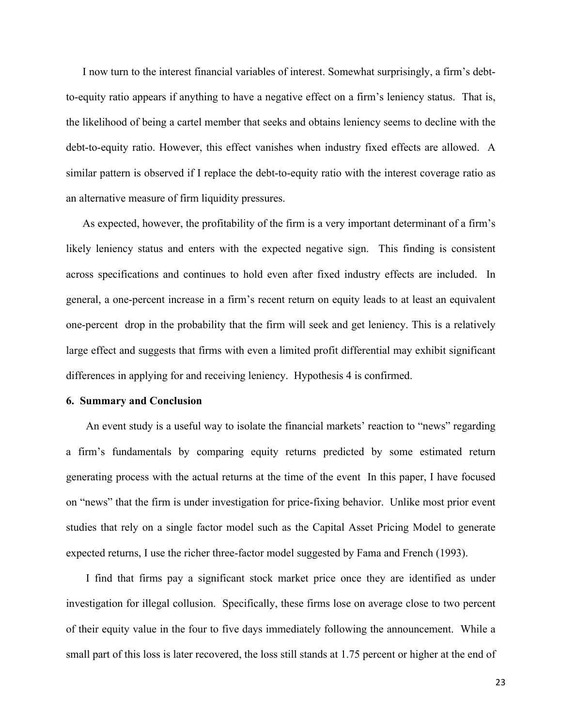I now turn to the interest financial variables of interest. Somewhat surprisingly, a firm's debt-to-equity ratio appears if anything to have a negative effect on a firm's leniency status. That is, the likelihood of being a cartel member that seeks and obtains leniency seems to decline with the debt-to-equity ratio. However, this effect vanishes when industry fixed effects are allowed. A similar pattern is observed if I replace the debt-to-equity ratio with the interest coverage ratio as an alternative measure of firm liquidity pressures.

As expected, however, the profitability of the firm is a very important determinant of a firm's likely leniency status and enters with the expected negative sign. This finding is consistent across specifications and continues to hold even after fixed industry effects are included. In general, a one-percent increase in a firm's recent return on equity leads to at least an equivalent one-percent drop in the probability that the firm will seek and get leniency. This is a relatively large effect and suggests that firms with even a limited profit differential may exhibit significant differences in applying for and receiving leniency. Hypothesis 4 is confirmed.

## 6. Summary and Conclusion

An event study is a useful way to isolate the financial markets' reaction to "news" regarding a firm's fundamentals by comparing equity returns predicted by some estimated return generating process with the actual returns at the time of the event In this paper, I have focused on "news" that the firm is under investigation for price-fixing behavior. Unlike most prior event studies that rely on a single factor model such as the Capital Asset Pricing Model to generate expected returns, I use the richer three-factor model suggested by Fama and French (1993).

I find that firms pay a significant stock market price once they are identified as under investigation for illegal collusion. Specifically, these firms lose on average close to two percent of their equity value in the four to five days immediately following the announcement. While a small part of this loss is later recovered, the loss still stands at 1.75 percent or higher at the end of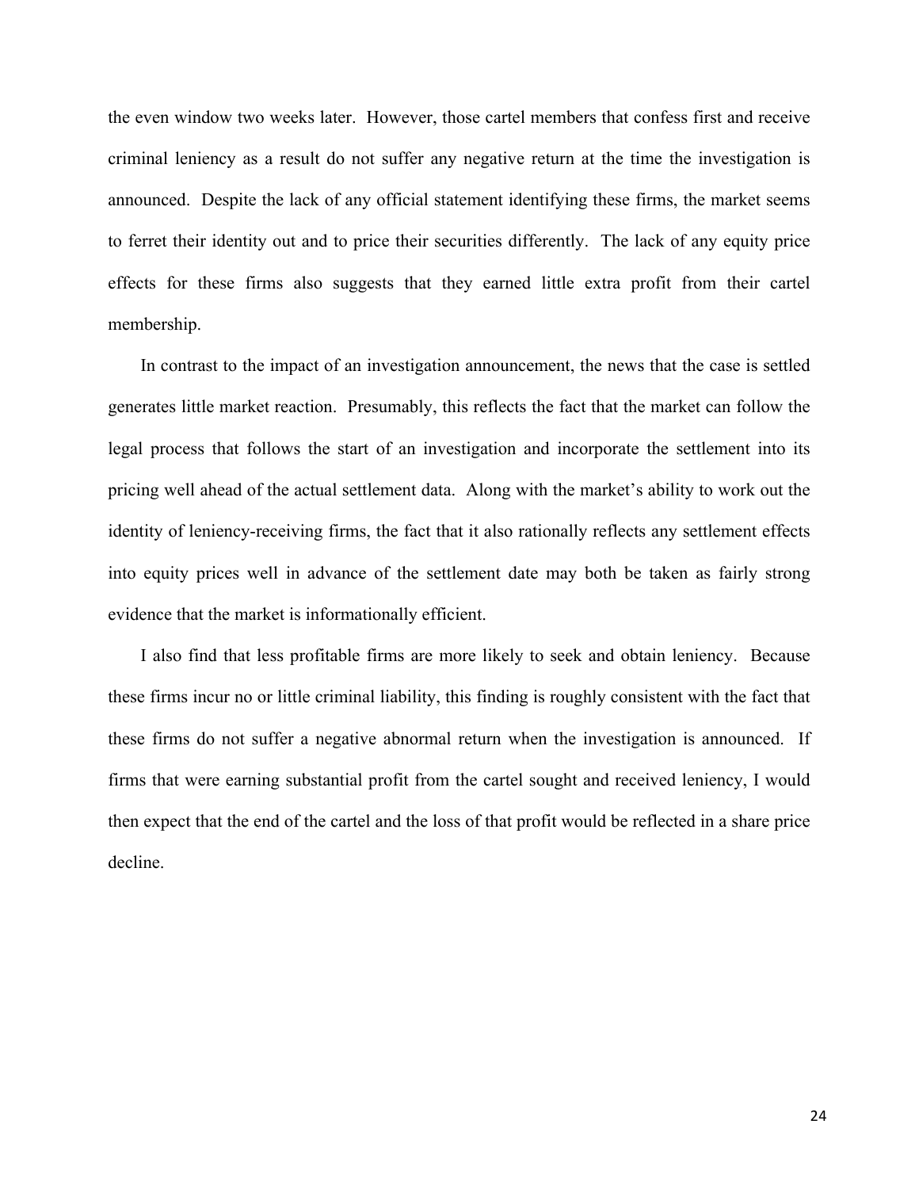the even window two weeks later. However, those cartel members that confess first and receive criminal leniency as a result do not suffer any negative return at the time the investigation is announced. Despite the lack of any official statement identifying these firms, the market seems to ferret their identity out and to price their securities differently. The lack of any equity price effects for these firms also suggests that they earned little extra profit from their cartel membership.

In contrast to the impact of an investigation announcement, the news that the case is settled generates little market reaction. Presumably, this reflects the fact that the market can follow the legal process that follows the start of an investigation and incorporate the settlement into its pricing well ahead of the actual settlement data. Along with the market's ability to work out the identity of leniency-receiving firms, the fact that it also rationally reflects any settlement effects into equity prices well in advance of the settlement date may both be taken as fairly strong evidence that the market is informationally efficient.

I also find that less profitable firms are more likely to seek and obtain leniency. Because these firms incur no or little criminal liability, this finding is roughly consistent with the fact that these firms do not suffer a negative abnormal return when the investigation is announced. If firms that were earning substantial profit from the cartel sought and received leniency, I would then expect that the end of the cartel and the loss of that profit would be reflected in a share price decline.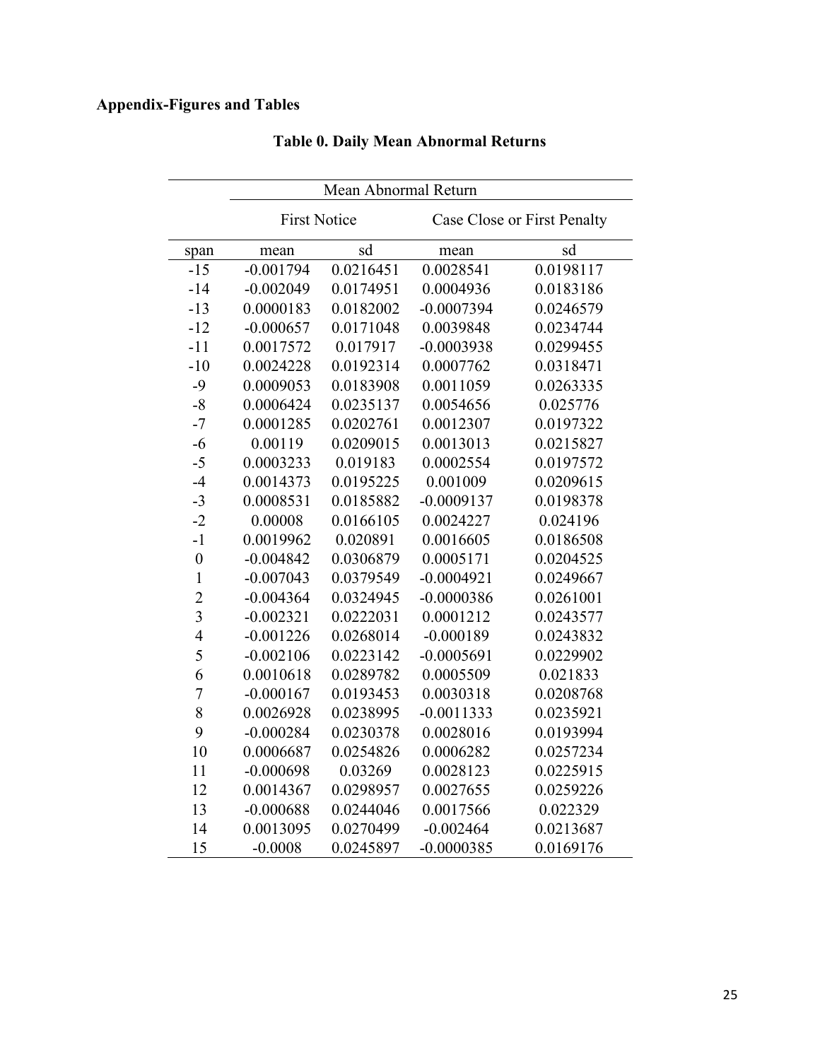## Appendix-Figures and Tables

### Table 0. Daily Mean Abnormal Returns

| | Mean Abnormal Return | | | |
|---|---|---|---|---|
| | First Notice | | Case Close or First Penalty | |
| span | mean | sd | mean | sd |
| -15 | -0.001794 | 0.0216451 | 0.0028541 | 0.0198117 |
| -14 | -0.002049 | 0.0174951 | 0.0004936 | 0.0183186 |
| -13 | 0.0000183 | 0.0182002 | -0.0007394 | 0.0246579 |
| -12 | -0.000657 | 0.0171048 | 0.0039848 | 0.0234744 |
| -11 | 0.0017572 | 0.017917 | -0.0003938 | 0.0299455 |
| -10 | 0.0024228 | 0.0192314 | 0.0007762 | 0.0318471 |
| -9 | 0.0009053 | 0.0183908 | 0.0011059 | 0.0263335 |
| -8 | 0.0006424 | 0.0235137 | 0.0054656 | 0.025776 |
| -7 | 0.0001285 | 0.0202761 | 0.0012307 | 0.0197322 |
| -6 | 0.00119 | 0.0209015 | 0.0013013 | 0.0215827 |
| -5 | 0.0003233 | 0.019183 | 0.0002554 | 0.0197572 |
| -4 | 0.0014373 | 0.0195225 | 0.001009 | 0.0209615 |
| -3 | 0.0008531 | 0.0185882 | -0.0009137 | 0.0198378 |
| -2 | 0.00008 | 0.0166105 | 0.0024227 | 0.024196 |
| -1 | 0.0019962 | 0.020891 | 0.0016605 | 0.0186508 |
| 0 | -0.004842 | 0.0306879 | 0.0005171 | 0.0204525 |
| 1 | -0.007043 | 0.0379549 | -0.0004921 | 0.0249667 |
| 2 | -0.004364 | 0.0324945 | -0.0000386 | 0.0261001 |
| 3 | -0.002321 | 0.0222031 | 0.0001212 | 0.0243577 |
| 4 | -0.001226 | 0.0268014 | -0.000189 | 0.0243832 |
| 5 | -0.002106 | 0.0223142 | -0.0005691 | 0.0229902 |
| 6 | 0.0010618 | 0.0289782 | 0.0005509 | 0.021833 |
| 7 | -0.000167 | 0.0193453 | 0.0030318 | 0.0208768 |
| 8 | 0.0026928 | 0.0238995 | -0.0011333 | 0.0235921 |
| 9 | -0.000284 | 0.0230378 | 0.0028016 | 0.0193994 |
| 10 | 0.0006687 | 0.0254826 | 0.0006282 | 0.0257234 |
| 11 | -0.000698 | 0.03269 | 0.0028123 | 0.0225915 |
| 12 | 0.0014367 | 0.0298957 | 0.0027655 | 0.0259226 |
| 13 | -0.000688 | 0.0244046 | 0.0017566 | 0.022329 |
| 14 | 0.0013095 | 0.0270499 | -0.002464 | 0.0213687 |
| 15 | -0.0008 | 0.0245897 | -0.0000385 | 0.0169176 |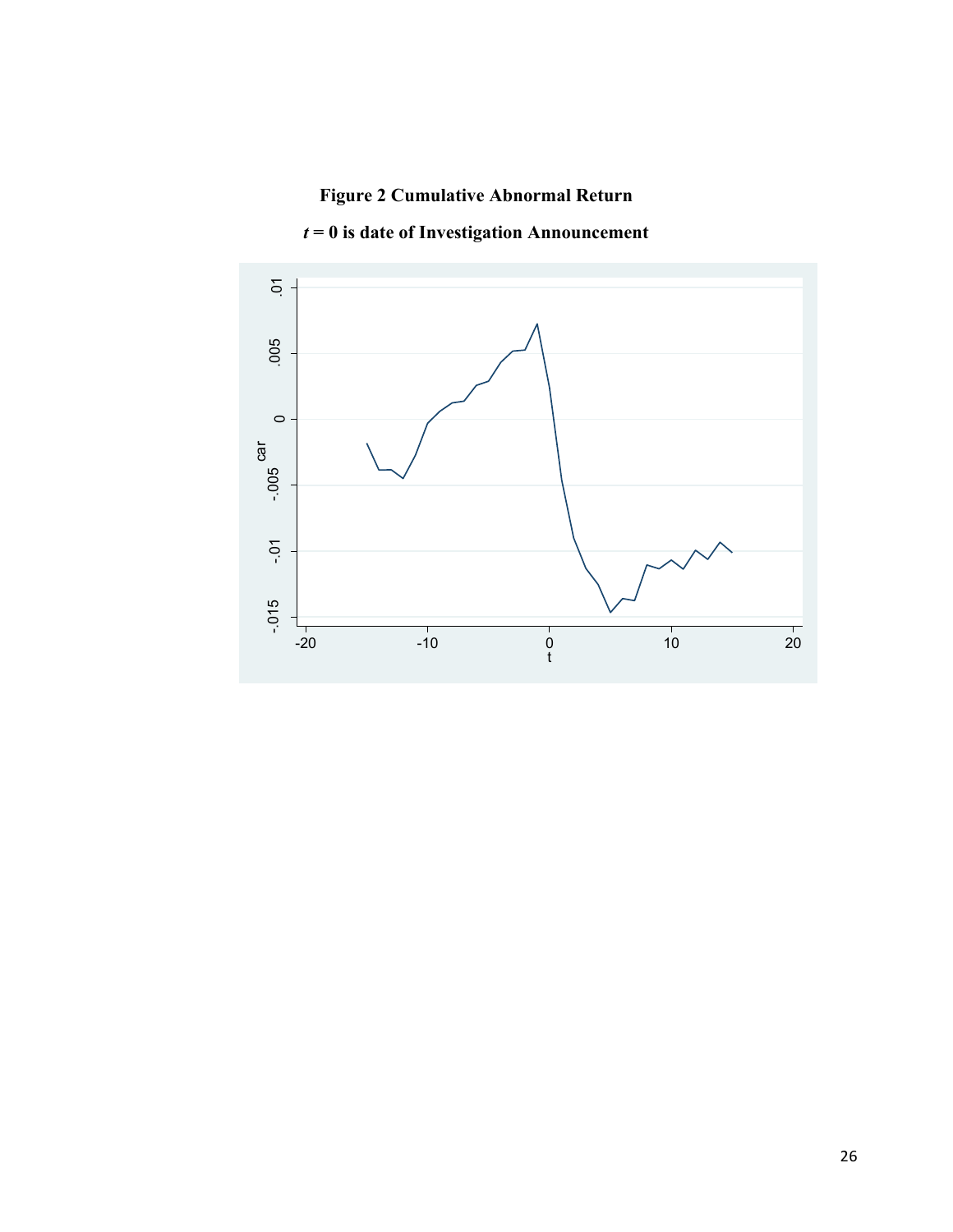**Figure 2 Cumulative Abnormal Return**

***t* = 0 is date of Investigation Announcement**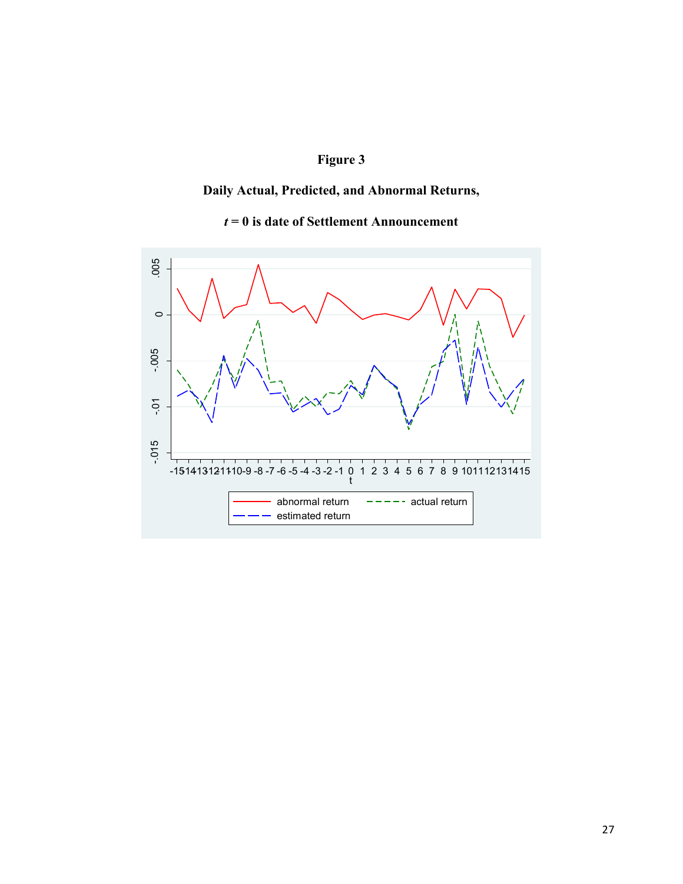# Figure 3

## Daily Actual, Predicted, and Abnormal Returns,

## $t = 0$ is date of Settlement Announcement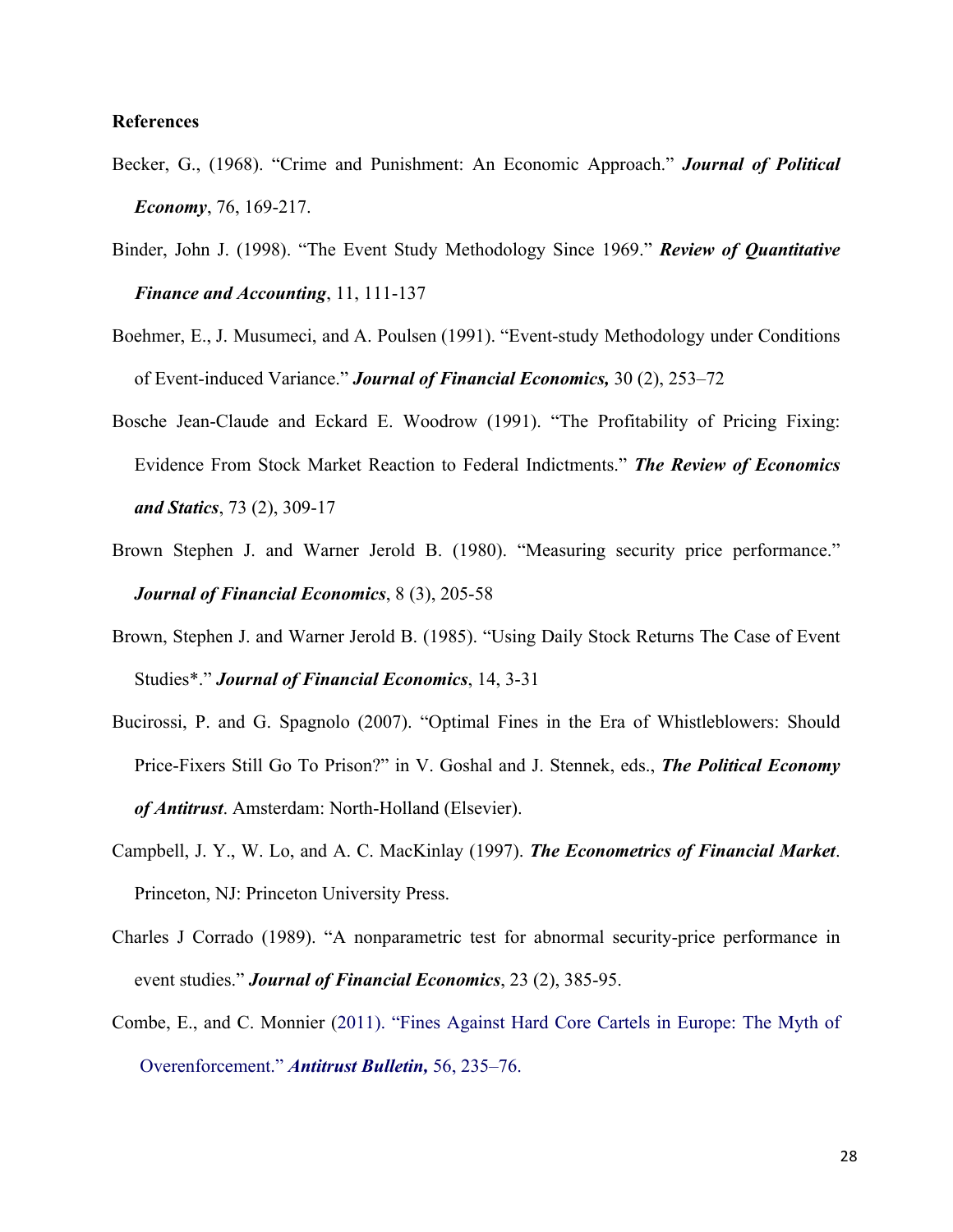**References**

Becker, G., (1968). "Crime and Punishment: An Economic Approach." ***Journal of Political Economy***, 76, 169-217.

Binder, John J. (1998). "The Event Study Methodology Since 1969." ***Review of Quantitative Finance and Accounting***, 11, 111-137

Boehmer, E., J. Musumeci, and A. Poulsen (1991). "Event-study Methodology under Conditions of Event-induced Variance." ***Journal of Financial Economics,*** 30 (2), 253–72

Bosche Jean-Claude and Eckard E. Woodrow (1991). "The Profitability of Pricing Fixing: Evidence From Stock Market Reaction to Federal Indictments." ***The Review of Economics and Statics***, 73 (2), 309-17

Brown Stephen J. and Warner Jerold B. (1980). "Measuring security price performance." ***Journal of Financial Economics***, 8 (3), 205-58

Brown, Stephen J. and Warner Jerold B. (1985). "Using Daily Stock Returns The Case of Event Studies*." ***Journal of Financial Economics***, 14, 3-31

Bucirossi, P. and G. Spagnolo (2007). "Optimal Fines in the Era of Whistleblowers: Should Price-Fixers Still Go To Prison?" in V. Goshal and J. Stennek, eds., ***The Political Economy of Antitrust***. Amsterdam: North-Holland (Elsevier).

Campbell, J. Y., W. Lo, and A. C. MacKinlay (1997). ***The Econometrics of Financial Market***. Princeton, NJ: Princeton University Press.

Charles J Corrado (1989). "A nonparametric test for abnormal security-price performance in event studies." ***Journal of Financial Economics***, 23 (2), 385-95.

Combe, E., and C. Monnier (2011). "Fines Against Hard Core Cartels in Europe: The Myth of Overenforcement." ***Antitrust Bulletin,*** 56, 235–76.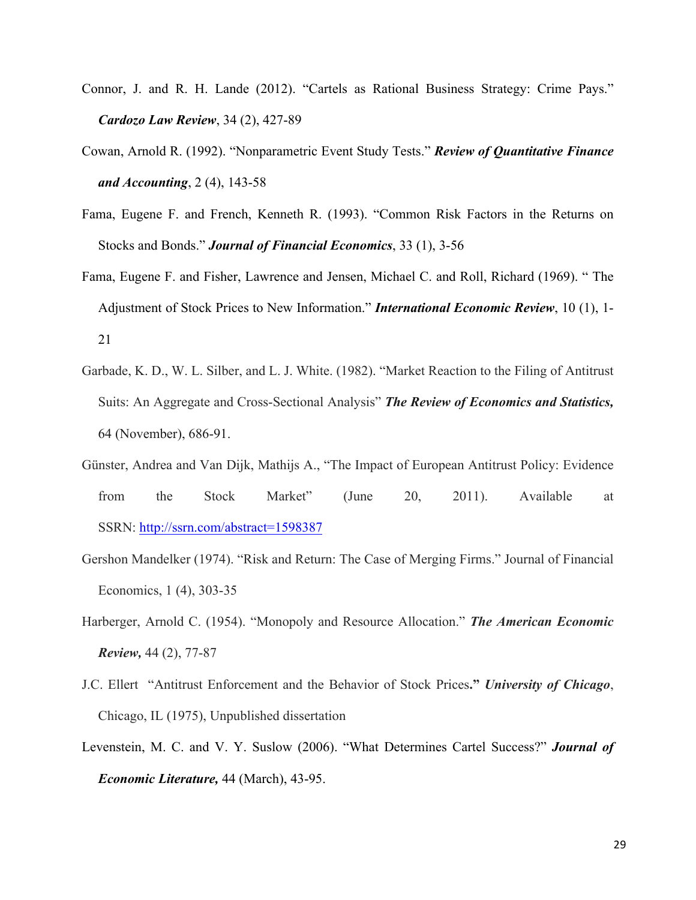Connor, J. and R. H. Lande (2012). "Cartels as Rational Business Strategy: Crime Pays." ***Cardozo Law Review***, 34 (2), 427-89

Cowan, Arnold R. (1992). "Nonparametric Event Study Tests." ***Review of Quantitative Finance and Accounting***, 2 (4), 143-58

Fama, Eugene F. and French, Kenneth R. (1993). "Common Risk Factors in the Returns on Stocks and Bonds." ***Journal of Financial Economics***, 33 (1), 3-56

Fama, Eugene F. and Fisher, Lawrence and Jensen, Michael C. and Roll, Richard (1969). " The Adjustment of Stock Prices to New Information." ***International Economic Review***, 10 (1), 1-21

Garbade, K. D., W. L. Silber, and L. J. White. (1982). "Market Reaction to the Filing of Antitrust Suits: An Aggregate and Cross-Sectional Analysis" ***The Review of Economics and Statistics,*** 64 (November), 686-91.

Günster, Andrea and Van Dijk, Mathijs A., "The Impact of European Antitrust Policy: Evidence from the Stock Market" (June 20, 2011). Available at SSRN: http://ssrn.com/abstract=1598387

Gershon Mandelker (1974). "Risk and Return: The Case of Merging Firms." Journal of Financial Economics, 1 (4), 303-35

Harberger, Arnold C. (1954). "Monopoly and Resource Allocation." ***The American Economic Review,*** 44 (2), 77-87

J.C. Ellert "Antitrust Enforcement and the Behavior of Stock Prices**."** ***University of Chicago***, Chicago, IL (1975), Unpublished dissertation

Levenstein, M. C. and V. Y. Suslow (2006). "What Determines Cartel Success?" ***Journal of Economic Literature,*** 44 (March), 43-95.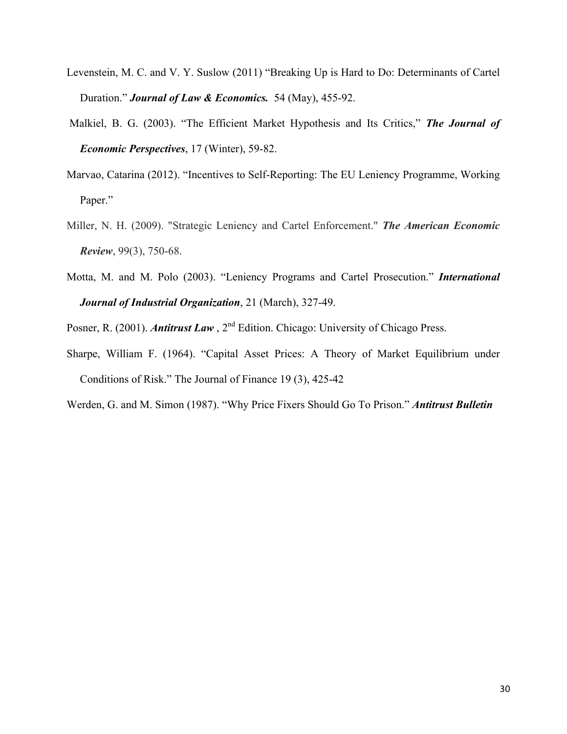Levenstein, M. C. and V. Y. Suslow (2011) "Breaking Up is Hard to Do: Determinants of Cartel Duration." ***Journal of Law & Economics.*** 54 (May), 455-92.

Malkiel, B. G. (2003). "The Efficient Market Hypothesis and Its Critics," ***The Journal of Economic Perspectives***, 17 (Winter), 59-82.

Marvao, Catarina (2012). "Incentives to Self-Reporting: The EU Leniency Programme, Working Paper."

Miller, N. H. (2009). "Strategic Leniency and Cartel Enforcement." ***The American Economic Review***, 99(3), 750-68.

Motta, M. and M. Polo (2003). "Leniency Programs and Cartel Prosecution." ***International Journal of Industrial Organization***, 21 (March), 327-49.

Posner, R. (2001). ***Antitrust Law*** , 2nd Edition. Chicago: University of Chicago Press.

Sharpe, William F. (1964). "Capital Asset Prices: A Theory of Market Equilibrium under Conditions of Risk." The Journal of Finance 19 (3), 425-42

Werden, G. and M. Simon (1987). "Why Price Fixers Should Go To Prison." ***Antitrust Bulletin***